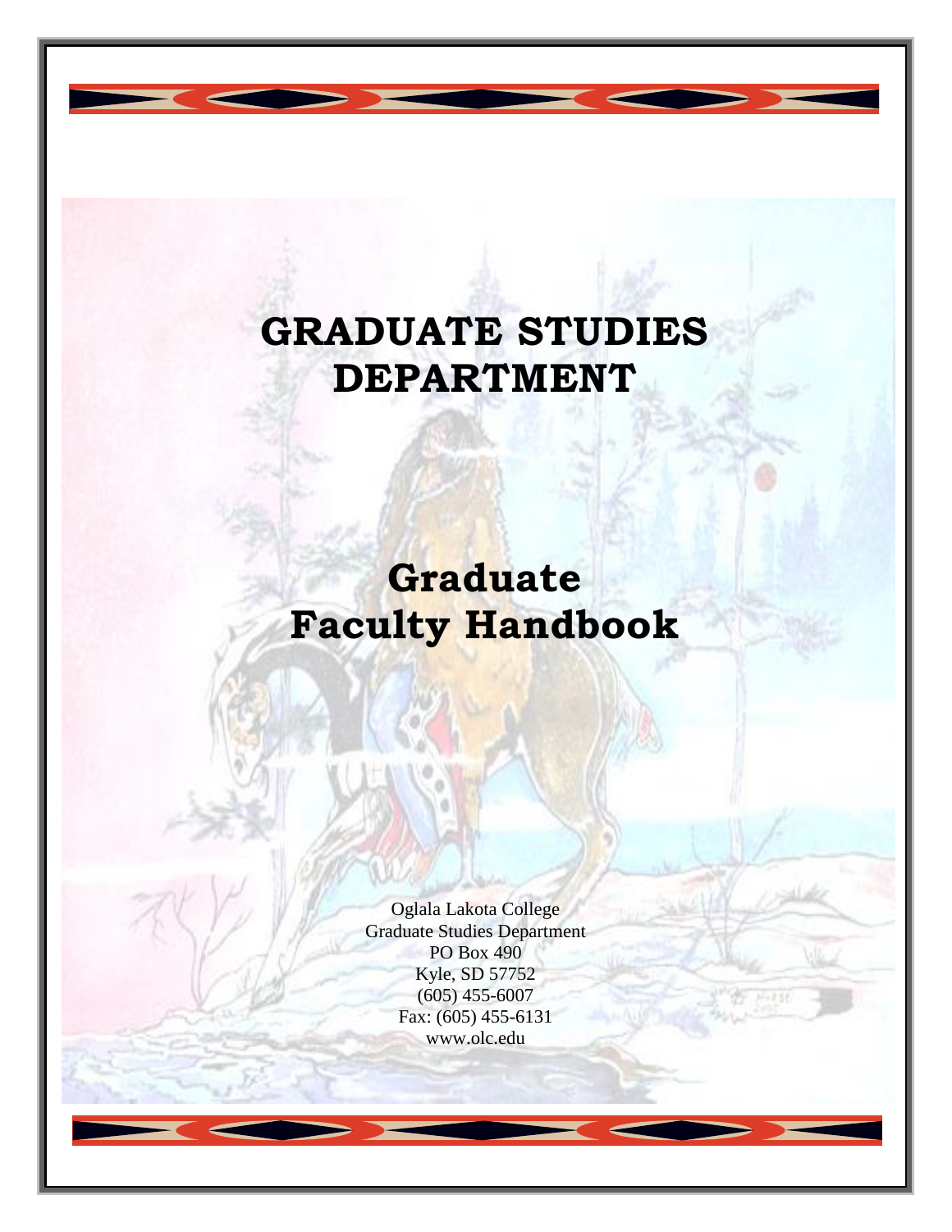# GRADUATE STUDIES DEPARTMENT

# Graduate Faculty Handbook

Oglala Lakota College
Graduate Studies Department
PO Box 490
Kyle, SD 57752
(605) 455-6007
Fax: (605) 455-6131
www.olc.edu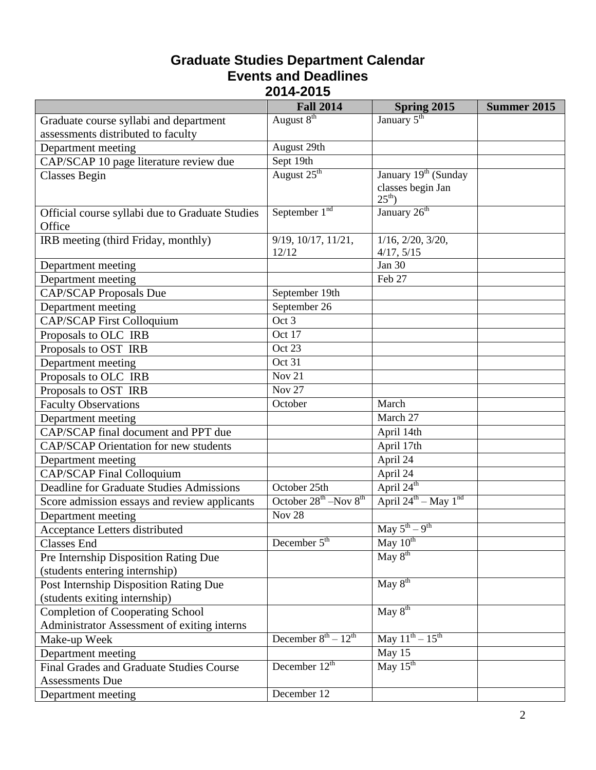# Graduate Studies Department Calendar
## Events and Deadlines
## 2014-2015

| | Fall 2014 | Spring 2015 | Summer 2015 |
|---|---|---|---|
| Graduate course syllabi and department assessments distributed to faculty | August 8th | January 5th | |
| Department meeting | August 29th | | |
| CAP/SCAP 10 page literature review due | Sept 19th | | |
| Classes Begin | August 25th | January 19th (Sunday classes begin Jan 25th) | |
| Official course syllabi due to Graduate Studies Office | September 1nd | January 26th | |
| IRB meeting (third Friday, monthly) | 9/19, 10/17, 11/21, 12/12 | 1/16, 2/20, 3/20, 4/17, 5/15 | |
| Department meeting | | Jan 30 | |
| Department meeting | | Feb 27 | |
| CAP/SCAP Proposals Due | September 19th | | |
| Department meeting | September 26 | | |
| CAP/SCAP First Colloquium | Oct 3 | | |
| Proposals to OLC IRB | Oct 17 | | |
| Proposals to OST IRB | Oct 23 | | |
| Department meeting | Oct 31 | | |
| Proposals to OLC IRB | Nov 21 | | |
| Proposals to OST IRB | Nov 27 | | |
| Faculty Observations | October | March | |
| Department meeting | | March 27 | |
| CAP/SCAP final document and PPT due | | April 14th | |
| CAP/SCAP Orientation for new students | | April 17th | |
| Department meeting | | April 24 | |
| CAP/SCAP Final Colloquium | | April 24 | |
| Deadline for Graduate Studies Admissions | October 25th | April 24th | |
| Score admission essays and review applicants | October 28th –Nov 8th | April 24th – May 1nd | |
| Department meeting | Nov 28 | | |
| Acceptance Letters distributed | | May 5th – 9th | |
| Classes End | December 5th | May 10th | |
| Pre Internship Disposition Rating Due (students entering internship) | | May 8th | |
| Post Internship Disposition Rating Due (students exiting internship) | | May 8th | |
| Completion of Cooperating School Administrator Assessment of exiting interns | | May 8th | |
| Make-up Week | December 8th – 12th | May 11th – 15th | |
| Department meeting | | May 15 | |
| Final Grades and Graduate Studies Course Assessments Due | December 12th | May 15th | |
| Department meeting | December 12 | | |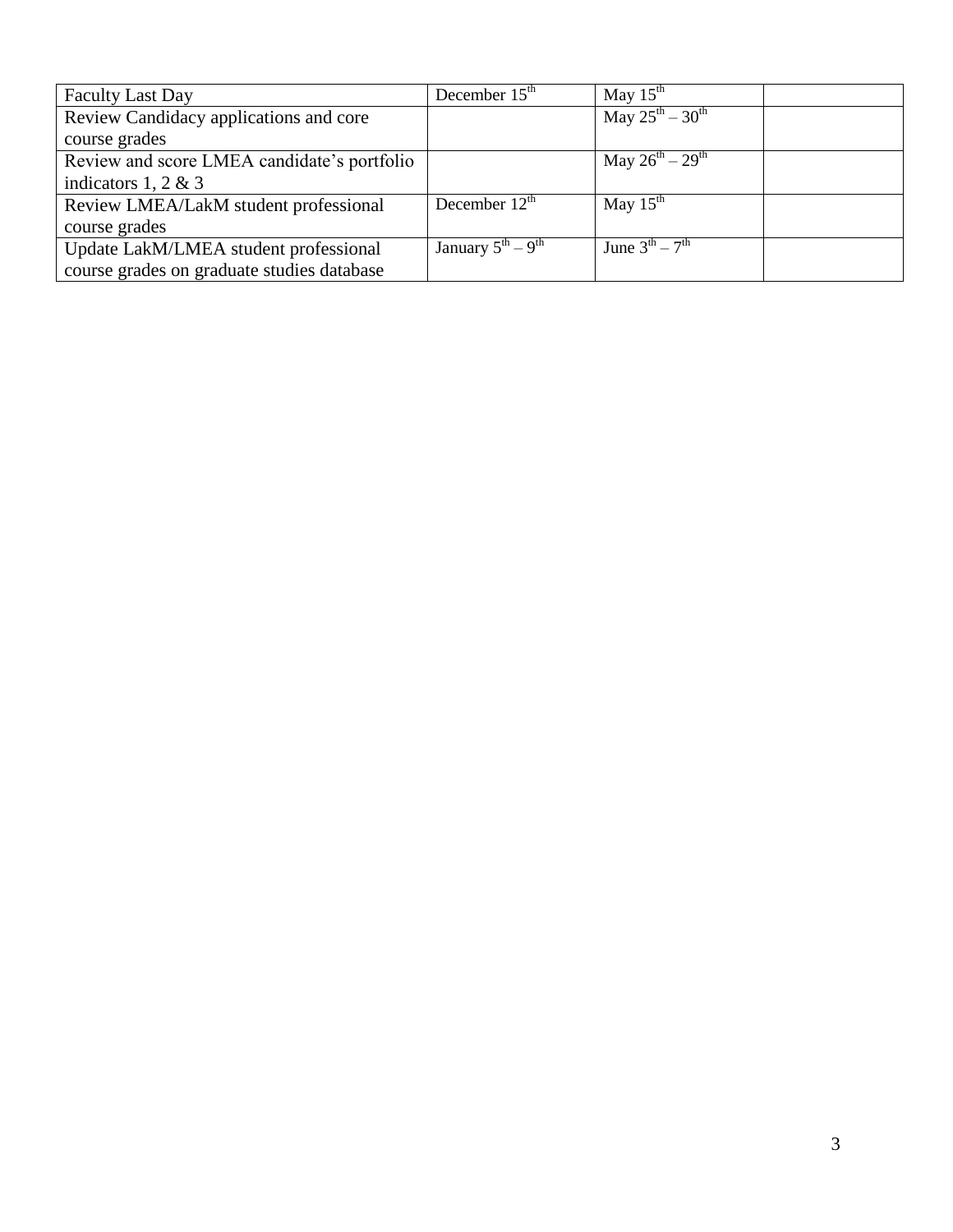| Faculty Last Day | December 15th | May 15th | |
|---|---|---|---|
| Review Candidacy applications and core course grades | | May 25th – 30th | |
| Review and score LMEA candidate's portfolio indicators 1, 2 & 3 | | May 26th – 29th | |
| Review LMEA/LakM student professional course grades | December 12th | May 15th | |
| Update LakM/LMEA student professional course grades on graduate studies database | January 5th – 9th | June 3th – 7th | |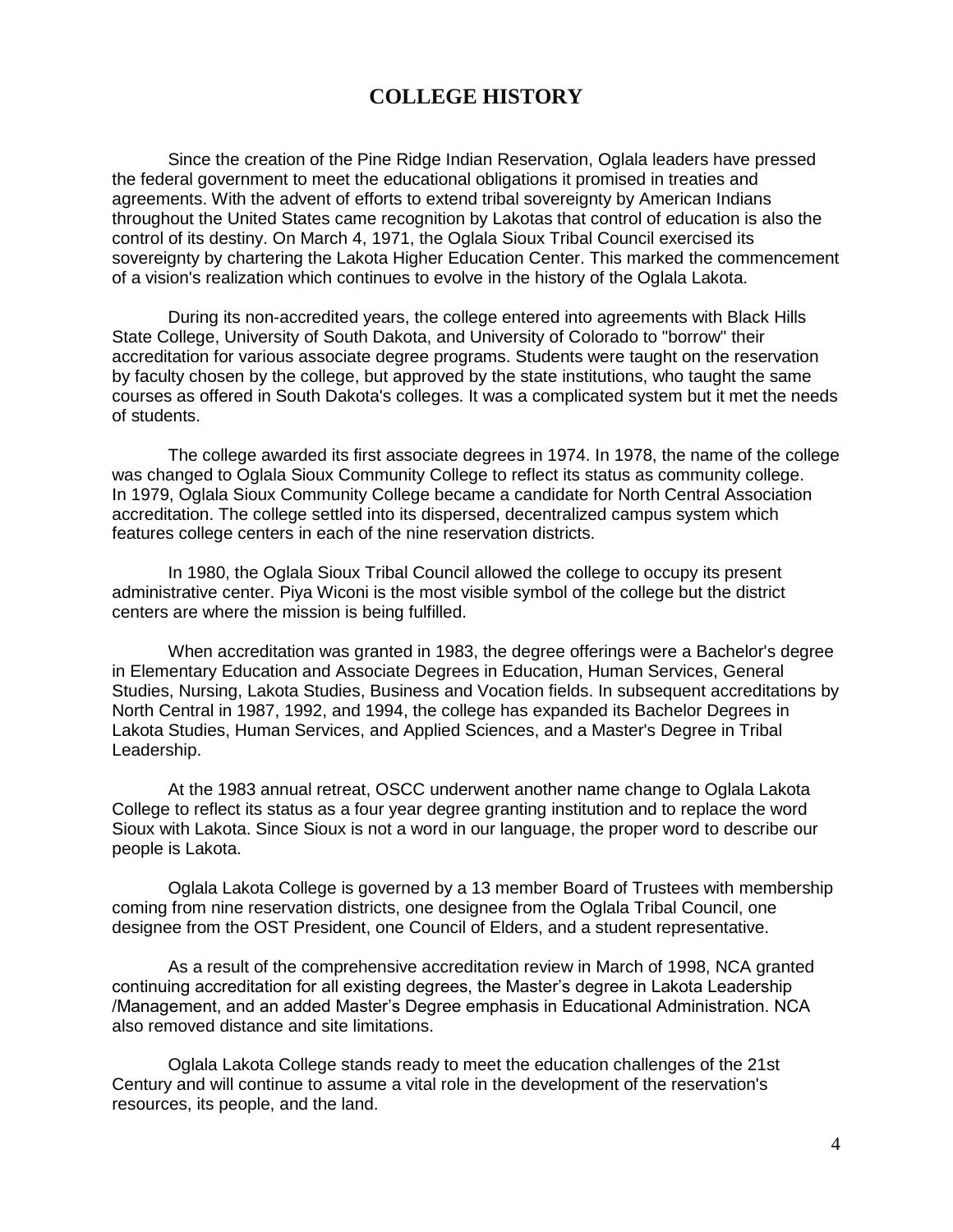# COLLEGE HISTORY

Since the creation of the Pine Ridge Indian Reservation, Oglala leaders have pressed the federal government to meet the educational obligations it promised in treaties and agreements. With the advent of efforts to extend tribal sovereignty by American Indians throughout the United States came recognition by Lakotas that control of education is also the control of its destiny. On March 4, 1971, the Oglala Sioux Tribal Council exercised its sovereignty by chartering the Lakota Higher Education Center. This marked the commencement of a vision's realization which continues to evolve in the history of the Oglala Lakota.

During its non-accredited years, the college entered into agreements with Black Hills State College, University of South Dakota, and University of Colorado to "borrow" their accreditation for various associate degree programs. Students were taught on the reservation by faculty chosen by the college, but approved by the state institutions, who taught the same courses as offered in South Dakota's colleges. It was a complicated system but it met the needs of students.

The college awarded its first associate degrees in 1974. In 1978, the name of the college was changed to Oglala Sioux Community College to reflect its status as community college. In 1979, Oglala Sioux Community College became a candidate for North Central Association accreditation. The college settled into its dispersed, decentralized campus system which features college centers in each of the nine reservation districts.

In 1980, the Oglala Sioux Tribal Council allowed the college to occupy its present administrative center. Piya Wiconi is the most visible symbol of the college but the district centers are where the mission is being fulfilled.

When accreditation was granted in 1983, the degree offerings were a Bachelor's degree in Elementary Education and Associate Degrees in Education, Human Services, General Studies, Nursing, Lakota Studies, Business and Vocation fields. In subsequent accreditations by North Central in 1987, 1992, and 1994, the college has expanded its Bachelor Degrees in Lakota Studies, Human Services, and Applied Sciences, and a Master's Degree in Tribal Leadership.

At the 1983 annual retreat, OSCC underwent another name change to Oglala Lakota College to reflect its status as a four year degree granting institution and to replace the word Sioux with Lakota. Since Sioux is not a word in our language, the proper word to describe our people is Lakota.

Oglala Lakota College is governed by a 13 member Board of Trustees with membership coming from nine reservation districts, one designee from the Oglala Tribal Council, one designee from the OST President, one Council of Elders, and a student representative.

As a result of the comprehensive accreditation review in March of 1998, NCA granted continuing accreditation for all existing degrees, the Master's degree in Lakota Leadership /Management, and an added Master's Degree emphasis in Educational Administration. NCA also removed distance and site limitations.

Oglala Lakota College stands ready to meet the education challenges of the 21st Century and will continue to assume a vital role in the development of the reservation's resources, its people, and the land.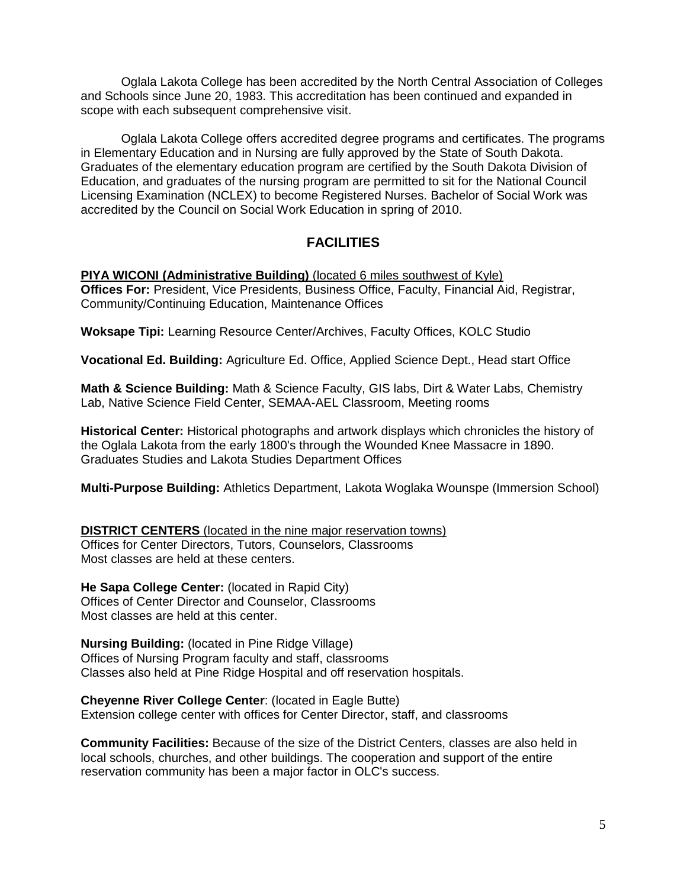Oglala Lakota College has been accredited by the North Central Association of Colleges and Schools since June 20, 1983. This accreditation has been continued and expanded in scope with each subsequent comprehensive visit.

Oglala Lakota College offers accredited degree programs and certificates. The programs in Elementary Education and in Nursing are fully approved by the State of South Dakota. Graduates of the elementary education program are certified by the South Dakota Division of Education, and graduates of the nursing program are permitted to sit for the National Council Licensing Examination (NCLEX) to become Registered Nurses. Bachelor of Social Work was accredited by the Council on Social Work Education in spring of 2010.

## FACILITIES

**PIYA WICONI (Administrative Building)** (located 6 miles southwest of Kyle)
**Offices For:** President, Vice Presidents, Business Office, Faculty, Financial Aid, Registrar, Community/Continuing Education, Maintenance Offices

**Woksape Tipi:** Learning Resource Center/Archives, Faculty Offices, KOLC Studio

**Vocational Ed. Building:** Agriculture Ed. Office, Applied Science Dept., Head start Office

**Math & Science Building:** Math & Science Faculty, GIS labs, Dirt & Water Labs, Chemistry Lab, Native Science Field Center, SEMAA-AEL Classroom, Meeting rooms

**Historical Center:** Historical photographs and artwork displays which chronicles the history of the Oglala Lakota from the early 1800's through the Wounded Knee Massacre in 1890. Graduates Studies and Lakota Studies Department Offices

**Multi-Purpose Building:** Athletics Department, Lakota Woglaka Wounspe (Immersion School)

**DISTRICT CENTERS** (located in the nine major reservation towns)
Offices for Center Directors, Tutors, Counselors, Classrooms
Most classes are held at these centers.

**He Sapa College Center:** (located in Rapid City)
Offices of Center Director and Counselor, Classrooms
Most classes are held at this center.

**Nursing Building:** (located in Pine Ridge Village)
Offices of Nursing Program faculty and staff, classrooms
Classes also held at Pine Ridge Hospital and off reservation hospitals.

**Cheyenne River College Center**: (located in Eagle Butte)
Extension college center with offices for Center Director, staff, and classrooms

**Community Facilities:** Because of the size of the District Centers, classes are also held in local schools, churches, and other buildings. The cooperation and support of the entire reservation community has been a major factor in OLC's success.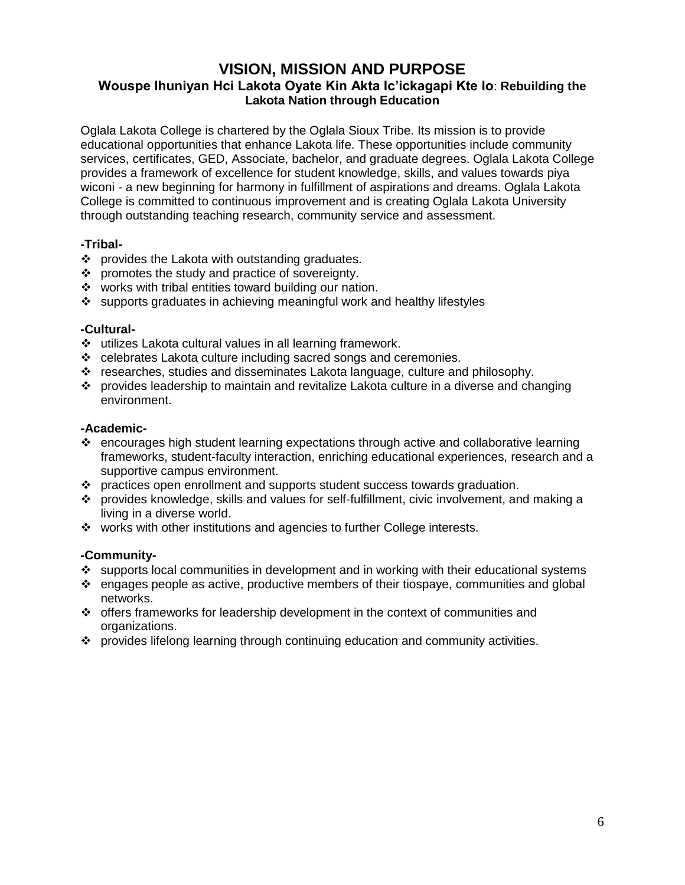# VISION, MISSION AND PURPOSE

### **Wouspe Ihuniyan Hci Lakota Oyate Kin Akta Ic'ickagapi Kte lo**: Rebuilding the Lakota Nation through Education

Oglala Lakota College is chartered by the Oglala Sioux Tribe. Its mission is to provide educational opportunities that enhance Lakota life. These opportunities include community services, certificates, GED, Associate, bachelor, and graduate degrees. Oglala Lakota College provides a framework of excellence for student knowledge, skills, and values towards piya wiconi - a new beginning for harmony in fulfillment of aspirations and dreams. Oglala Lakota College is committed to continuous improvement and is creating Oglala Lakota University through outstanding teaching research, community service and assessment.

**-Tribal-**

- provides the Lakota with outstanding graduates.
- promotes the study and practice of sovereignty.
- works with tribal entities toward building our nation.
- supports graduates in achieving meaningful work and healthy lifestyles

**-Cultural-**

- utilizes Lakota cultural values in all learning framework.
- celebrates Lakota culture including sacred songs and ceremonies.
- researches, studies and disseminates Lakota language, culture and philosophy.
- provides leadership to maintain and revitalize Lakota culture in a diverse and changing environment.

**-Academic-**

- encourages high student learning expectations through active and collaborative learning frameworks, student-faculty interaction, enriching educational experiences, research and a supportive campus environment.
- practices open enrollment and supports student success towards graduation.
- provides knowledge, skills and values for self-fulfillment, civic involvement, and making a living in a diverse world.
- works with other institutions and agencies to further College interests.

**-Community-**

- supports local communities in development and in working with their educational systems
- engages people as active, productive members of their tiospaye, communities and global networks.
- offers frameworks for leadership development in the context of communities and organizations.
- provides lifelong learning through continuing education and community activities.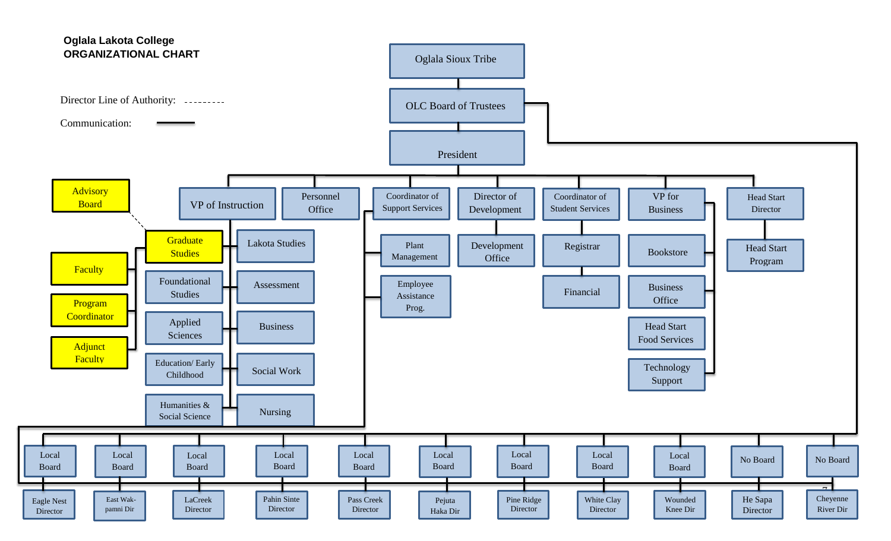**Oglala Lakota College**
**ORGANIZATIONAL CHART**

Director Line of Authority: - - - - - - - - -

Communication: ————

- Oglala Sioux Tribe
  - OLC Board of Trustees
    - President
      - VP of Instruction
        - Graduate Studies
          - Advisory Board (Director Line of Authority)
        - Foundational Studies
        - Applied Sciences
        - Education/ Early Childhood
        - Humanities & Social Science
        - Lakota Studies
        - Assessment
        - Business
        - Social Work
        - Nursing
        - Faculty
        - Program Coordinator
        - Adjunct Faculty
      - Personnel Office
      - Coordinator of Support Services
        - Plant Management
        - Employee Assistance Prog.
      - Director of Development
        - Development Office
      - Coordinator of Student Services
        - Registrar
        - Financial
      - VP for Business
        - Bookstore
        - Business Office
        - Head Start Food Services
        - Technology Support
      - Head Start Director
        - Head Start Program

| Board | Director |
|---|---|
| Local Board | Eagle Nest Director |
| Local Board | East Wakpamni Dir |
| Local Board | LaCreek Director |
| Local Board | Pahin Sinte Director |
| Local Board | Pass Creek Director |
| Local Board | Pejuta Haka Dir |
| Local Board | Pine Ridge Director |
| Local Board | White Clay Director |
| Local Board | Wounded Knee Dir |
| No Board | He Sapa Director |
| No Board | Cheyenne River Dir |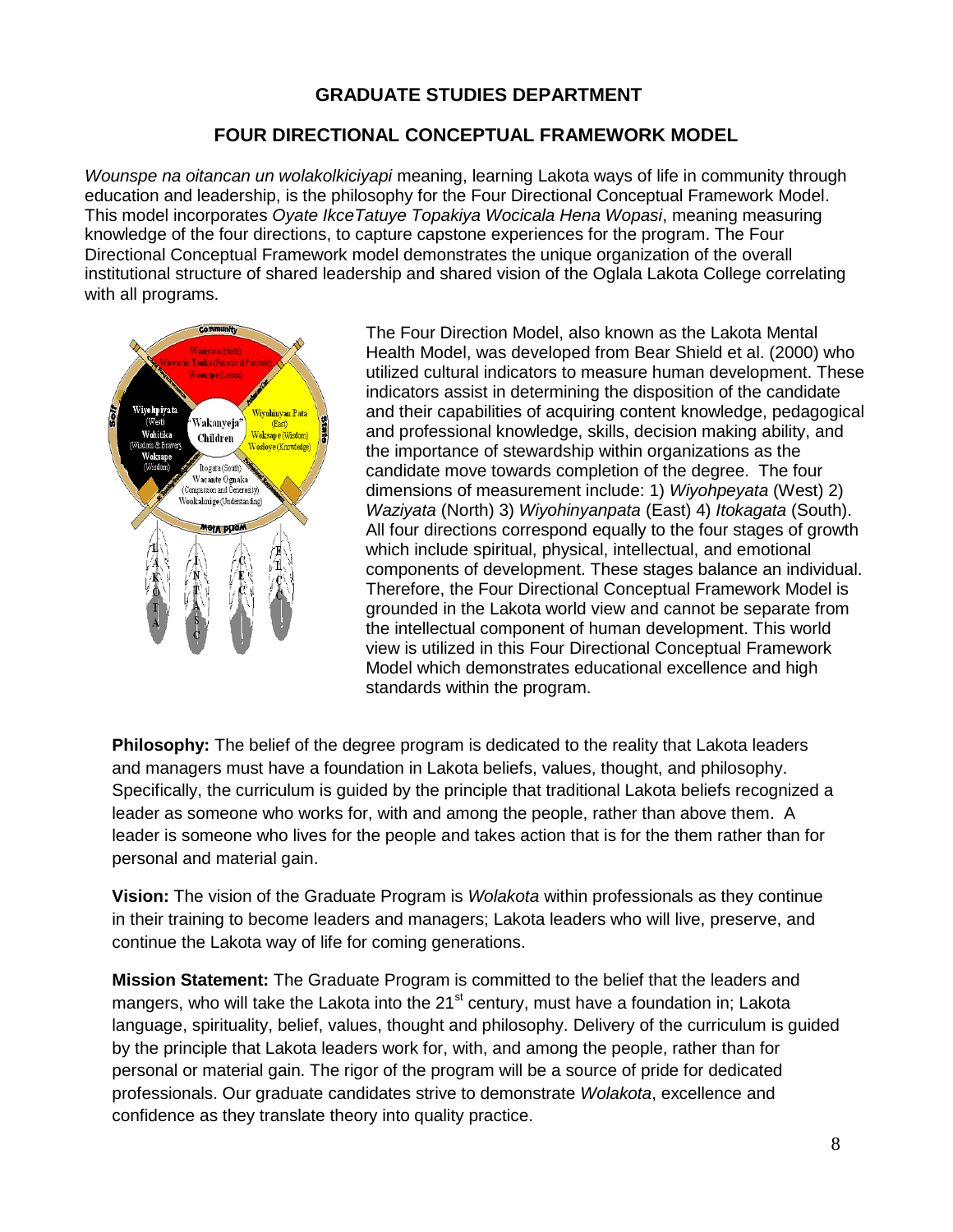## GRADUATE STUDIES DEPARTMENT

## FOUR DIRECTIONAL CONCEPTUAL FRAMEWORK MODEL

*Wounspe na oitancan un wolakolkiciyapi* meaning, learning Lakota ways of life in community through education and leadership, is the philosophy for the Four Directional Conceptual Framework Model. This model incorporates *Oyate IkceTatuye Topakiya Wocicala Hena Wopasi*, meaning measuring knowledge of the four directions, to capture capstone experiences for the program. The Four Directional Conceptual Framework model demonstrates the unique organization of the overall institutional structure of shared leadership and shared vision of the Oglala Lakota College correlating with all programs.

The Four Direction Model, also known as the Lakota Mental Health Model, was developed from Bear Shield et al. (2000) who utilized cultural indicators to measure human development. These indicators assist in determining the disposition of the candidate and their capabilities of acquiring content knowledge, pedagogical and professional knowledge, skills, decision making ability, and the importance of stewardship within organizations as the candidate move towards completion of the degree. The four dimensions of measurement include: 1) *Wiyohpeyata* (West) 2) *Waziyata* (North) 3) *Wiyohinyanpata* (East) 4) *Itokagata* (South). All four directions correspond equally to the four stages of growth which include spiritual, physical, intellectual, and emotional components of development. These stages balance an individual. Therefore, the Four Directional Conceptual Framework Model is grounded in the Lakota world view and cannot be separate from the intellectual component of human development. This world view is utilized in this Four Directional Conceptual Framework Model which demonstrates educational excellence and high standards within the program.

**Philosophy:** The belief of the degree program is dedicated to the reality that Lakota leaders and managers must have a foundation in Lakota beliefs, values, thought, and philosophy. Specifically, the curriculum is guided by the principle that traditional Lakota beliefs recognized a leader as someone who works for, with and among the people, rather than above them. A leader is someone who lives for the people and takes action that is for the them rather than for personal and material gain.

**Vision:** The vision of the Graduate Program is *Wolakota* within professionals as they continue in their training to become leaders and managers; Lakota leaders who will live, preserve, and continue the Lakota way of life for coming generations.

**Mission Statement:** The Graduate Program is committed to the belief that the leaders and mangers, who will take the Lakota into the 21st century, must have a foundation in; Lakota language, spirituality, belief, values, thought and philosophy. Delivery of the curriculum is guided by the principle that Lakota leaders work for, with, and among the people, rather than for personal or material gain. The rigor of the program will be a source of pride for dedicated professionals. Our graduate candidates strive to demonstrate *Wolakota*, excellence and confidence as they translate theory into quality practice.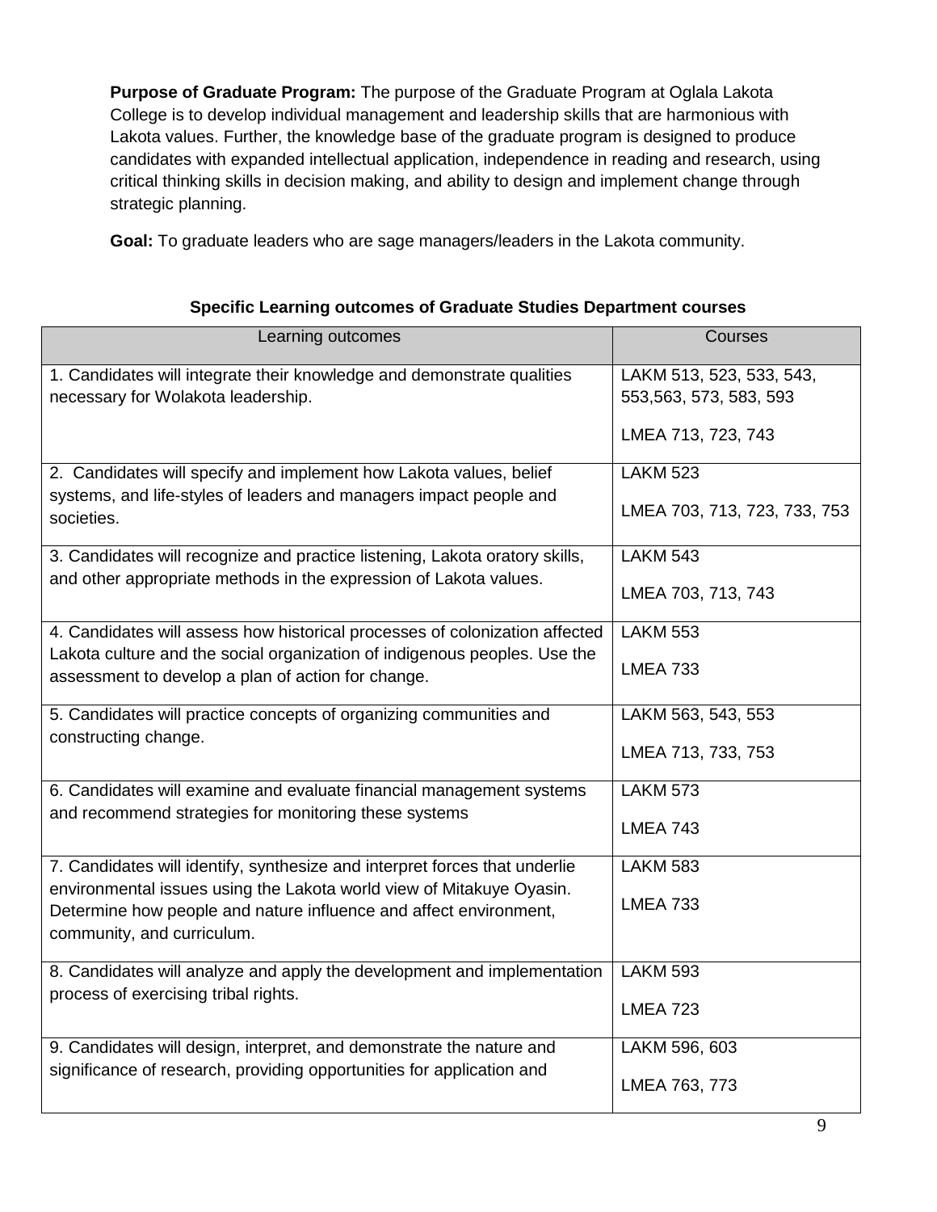**Purpose of Graduate Program:** The purpose of the Graduate Program at Oglala Lakota College is to develop individual management and leadership skills that are harmonious with Lakota values. Further, the knowledge base of the graduate program is designed to produce candidates with expanded intellectual application, independence in reading and research, using critical thinking skills in decision making, and ability to design and implement change through strategic planning.

**Goal:** To graduate leaders who are sage managers/leaders in the Lakota community.

**Specific Learning outcomes of Graduate Studies Department courses**

| Learning outcomes | Courses |
|---|---|
| 1. Candidates will integrate their knowledge and demonstrate qualities necessary for Wolakota leadership. | LAKM 513, 523, 533, 543, 553,563, 573, 583, 593<br><br>LMEA 713, 723, 743 |
| 2. Candidates will specify and implement how Lakota values, belief systems, and life-styles of leaders and managers impact people and societies. | LAKM 523<br><br>LMEA 703, 713, 723, 733, 753 |
| 3. Candidates will recognize and practice listening, Lakota oratory skills, and other appropriate methods in the expression of Lakota values. | LAKM 543<br><br>LMEA 703, 713, 743 |
| 4. Candidates will assess how historical processes of colonization affected Lakota culture and the social organization of indigenous peoples. Use the assessment to develop a plan of action for change. | LAKM 553<br><br>LMEA 733 |
| 5. Candidates will practice concepts of organizing communities and constructing change. | LAKM 563, 543, 553<br><br>LMEA 713, 733, 753 |
| 6. Candidates will examine and evaluate financial management systems and recommend strategies for monitoring these systems | LAKM 573<br><br>LMEA 743 |
| 7. Candidates will identify, synthesize and interpret forces that underlie environmental issues using the Lakota world view of Mitakuye Oyasin. Determine how people and nature influence and affect environment, community, and curriculum. | LAKM 583<br><br>LMEA 733 |
| 8. Candidates will analyze and apply the development and implementation process of exercising tribal rights. | LAKM 593<br><br>LMEA 723 |
| 9. Candidates will design, interpret, and demonstrate the nature and significance of research, providing opportunities for application and | LAKM 596, 603<br><br>LMEA 763, 773 |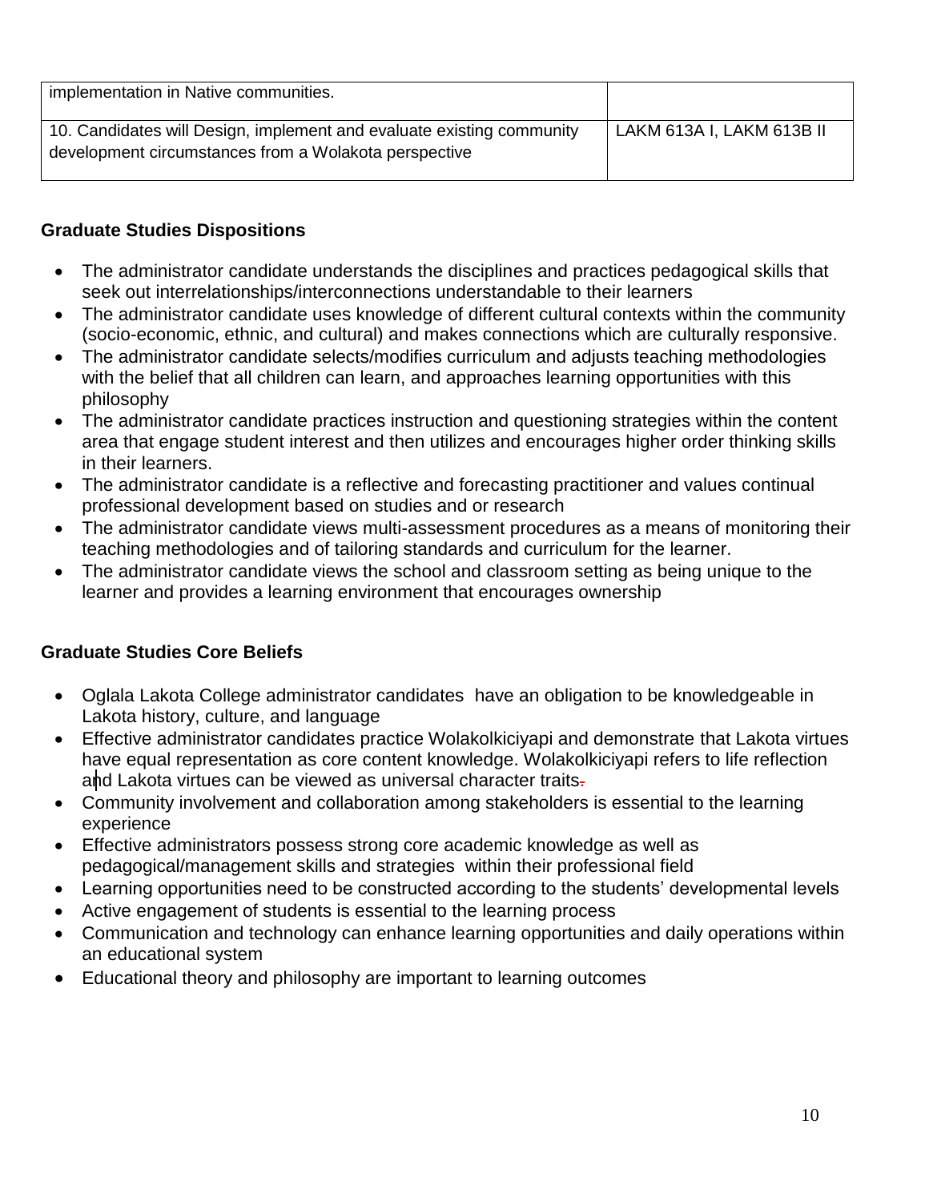| implementation in Native communities. | |
| --- | --- |
| 10. Candidates will Design, implement and evaluate existing community development circumstances from a Wolakota perspective | LAKM 613A I, LAKM 613B II |

**Graduate Studies Dispositions**

- The administrator candidate understands the disciplines and practices pedagogical skills that seek out interrelationships/interconnections understandable to their learners
- The administrator candidate uses knowledge of different cultural contexts within the community (socio-economic, ethnic, and cultural) and makes connections which are culturally responsive.
- The administrator candidate selects/modifies curriculum and adjusts teaching methodologies with the belief that all children can learn, and approaches learning opportunities with this philosophy
- The administrator candidate practices instruction and questioning strategies within the content area that engage student interest and then utilizes and encourages higher order thinking skills in their learners.
- The administrator candidate is a reflective and forecasting practitioner and values continual professional development based on studies and or research
- The administrator candidate views multi-assessment procedures as a means of monitoring their teaching methodologies and of tailoring standards and curriculum for the learner.
- The administrator candidate views the school and classroom setting as being unique to the learner and provides a learning environment that encourages ownership

**Graduate Studies Core Beliefs**

- Oglala Lakota College administrator candidates have an obligation to be knowledgeable in Lakota history, culture, and language
- Effective administrator candidates practice Wolakolkiciyapi and demonstrate that Lakota virtues have equal representation as core content knowledge. Wolakolkiciyapi refers to life reflection and Lakota virtues can be viewed as universal character traits.
- Community involvement and collaboration among stakeholders is essential to the learning experience
- Effective administrators possess strong core academic knowledge as well as pedagogical/management skills and strategies within their professional field
- Learning opportunities need to be constructed according to the students' developmental levels
- Active engagement of students is essential to the learning process
- Communication and technology can enhance learning opportunities and daily operations within an educational system
- Educational theory and philosophy are important to learning outcomes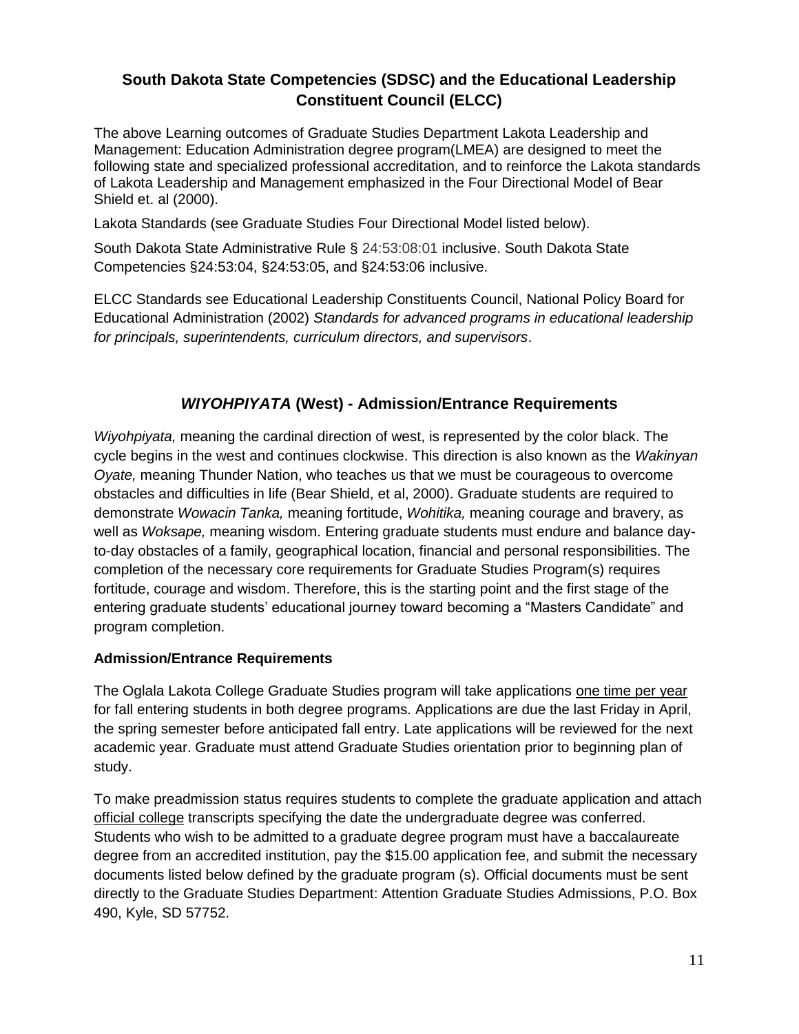## South Dakota State Competencies (SDSC) and the Educational Leadership Constituent Council (ELCC)

The above Learning outcomes of Graduate Studies Department Lakota Leadership and Management: Education Administration degree program(LMEA) are designed to meet the following state and specialized professional accreditation, and to reinforce the Lakota standards of Lakota Leadership and Management emphasized in the Four Directional Model of Bear Shield et. al (2000).

Lakota Standards (see Graduate Studies Four Directional Model listed below).

South Dakota State Administrative Rule § 24:53:08:01 inclusive. South Dakota State Competencies §24:53:04, §24:53:05, and §24:53:06 inclusive.

ELCC Standards see Educational Leadership Constituents Council, National Policy Board for Educational Administration (2002) *Standards for advanced programs in educational leadership for principals, superintendents, curriculum directors, and supervisors*.

## *WIYOHPIYATA* (West) - Admission/Entrance Requirements

*Wiyohpiyata,* meaning the cardinal direction of west, is represented by the color black. The cycle begins in the west and continues clockwise. This direction is also known as the *Wakinyan Oyate,* meaning Thunder Nation, who teaches us that we must be courageous to overcome obstacles and difficulties in life (Bear Shield, et al, 2000). Graduate students are required to demonstrate *Wowacin Tanka,* meaning fortitude, *Wohitika,* meaning courage and bravery, as well as *Woksape,* meaning wisdom. Entering graduate students must endure and balance day-to-day obstacles of a family, geographical location, financial and personal responsibilities. The completion of the necessary core requirements for Graduate Studies Program(s) requires fortitude, courage and wisdom. Therefore, this is the starting point and the first stage of the entering graduate students' educational journey toward becoming a "Masters Candidate" and program completion.

### Admission/Entrance Requirements

The Oglala Lakota College Graduate Studies program will take applications one time per year for fall entering students in both degree programs. Applications are due the last Friday in April, the spring semester before anticipated fall entry. Late applications will be reviewed for the next academic year. Graduate must attend Graduate Studies orientation prior to beginning plan of study.

To make preadmission status requires students to complete the graduate application and attach official college transcripts specifying the date the undergraduate degree was conferred. Students who wish to be admitted to a graduate degree program must have a baccalaureate degree from an accredited institution, pay the $15.00 application fee, and submit the necessary documents listed below defined by the graduate program (s). Official documents must be sent directly to the Graduate Studies Department: Attention Graduate Studies Admissions, P.O. Box 490, Kyle, SD 57752.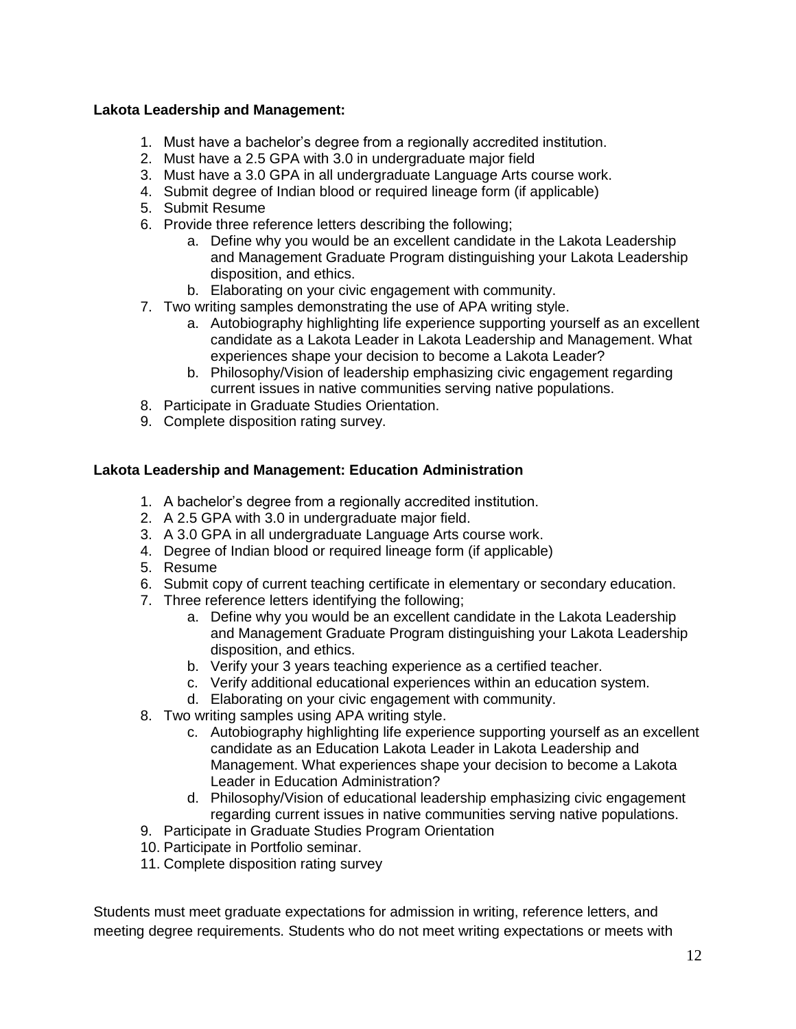**Lakota Leadership and Management:**

1. Must have a bachelor's degree from a regionally accredited institution.
2. Must have a 2.5 GPA with 3.0 in undergraduate major field
3. Must have a 3.0 GPA in all undergraduate Language Arts course work.
4. Submit degree of Indian blood or required lineage form (if applicable)
5. Submit Resume
6. Provide three reference letters describing the following;
   a. Define why you would be an excellent candidate in the Lakota Leadership and Management Graduate Program distinguishing your Lakota Leadership disposition, and ethics.
   b. Elaborating on your civic engagement with community.
7. Two writing samples demonstrating the use of APA writing style.
   a. Autobiography highlighting life experience supporting yourself as an excellent candidate as a Lakota Leader in Lakota Leadership and Management. What experiences shape your decision to become a Lakota Leader?
   b. Philosophy/Vision of leadership emphasizing civic engagement regarding current issues in native communities serving native populations.
8. Participate in Graduate Studies Orientation.
9. Complete disposition rating survey.

**Lakota Leadership and Management: Education Administration**

1. A bachelor's degree from a regionally accredited institution.
2. A 2.5 GPA with 3.0 in undergraduate major field.
3. A 3.0 GPA in all undergraduate Language Arts course work.
4. Degree of Indian blood or required lineage form (if applicable)
5. Resume
6. Submit copy of current teaching certificate in elementary or secondary education.
7. Three reference letters identifying the following;
   a. Define why you would be an excellent candidate in the Lakota Leadership and Management Graduate Program distinguishing your Lakota Leadership disposition, and ethics.
   b. Verify your 3 years teaching experience as a certified teacher.
   c. Verify additional educational experiences within an education system.
   d. Elaborating on your civic engagement with community.
8. Two writing samples using APA writing style.
   c. Autobiography highlighting life experience supporting yourself as an excellent candidate as an Education Lakota Leader in Lakota Leadership and Management. What experiences shape your decision to become a Lakota Leader in Education Administration?
   d. Philosophy/Vision of educational leadership emphasizing civic engagement regarding current issues in native communities serving native populations.
9. Participate in Graduate Studies Program Orientation
10. Participate in Portfolio seminar.
11. Complete disposition rating survey

Students must meet graduate expectations for admission in writing, reference letters, and meeting degree requirements. Students who do not meet writing expectations or meets with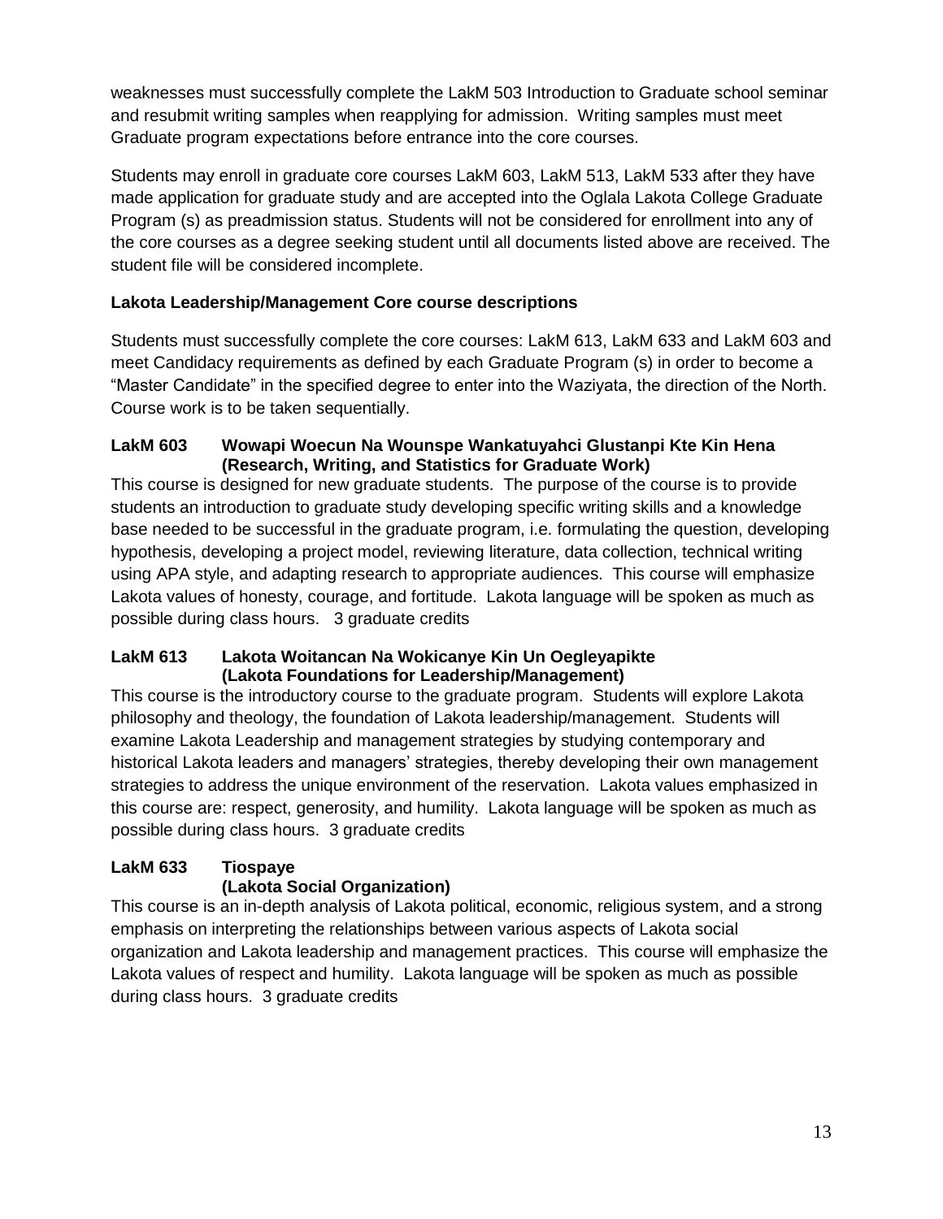weaknesses must successfully complete the LakM 503 Introduction to Graduate school seminar and resubmit writing samples when reapplying for admission. Writing samples must meet Graduate program expectations before entrance into the core courses.

Students may enroll in graduate core courses LakM 603, LakM 513, LakM 533 after they have made application for graduate study and are accepted into the Oglala Lakota College Graduate Program (s) as preadmission status. Students will not be considered for enrollment into any of the core courses as a degree seeking student until all documents listed above are received. The student file will be considered incomplete.

### Lakota Leadership/Management Core course descriptions

Students must successfully complete the core courses: LakM 613, LakM 633 and LakM 603 and meet Candidacy requirements as defined by each Graduate Program (s) in order to become a "Master Candidate" in the specified degree to enter into the Waziyata, the direction of the North. Course work is to be taken sequentially.

**LakM 603 Wowapi Woecun Na Wounspe Wankatuyahci Glustanpi Kte Kin Hena (Research, Writing, and Statistics for Graduate Work)**

This course is designed for new graduate students. The purpose of the course is to provide students an introduction to graduate study developing specific writing skills and a knowledge base needed to be successful in the graduate program, i.e. formulating the question, developing hypothesis, developing a project model, reviewing literature, data collection, technical writing using APA style, and adapting research to appropriate audiences. This course will emphasize Lakota values of honesty, courage, and fortitude. Lakota language will be spoken as much as possible during class hours. 3 graduate credits

**LakM 613 Lakota Woitancan Na Wokicanye Kin Un Oegleyapikte (Lakota Foundations for Leadership/Management)**

This course is the introductory course to the graduate program. Students will explore Lakota philosophy and theology, the foundation of Lakota leadership/management. Students will examine Lakota Leadership and management strategies by studying contemporary and historical Lakota leaders and managers' strategies, thereby developing their own management strategies to address the unique environment of the reservation. Lakota values emphasized in this course are: respect, generosity, and humility. Lakota language will be spoken as much as possible during class hours. 3 graduate credits

**LakM 633 Tiospaye (Lakota Social Organization)**

This course is an in-depth analysis of Lakota political, economic, religious system, and a strong emphasis on interpreting the relationships between various aspects of Lakota social organization and Lakota leadership and management practices. This course will emphasize the Lakota values of respect and humility. Lakota language will be spoken as much as possible during class hours. 3 graduate credits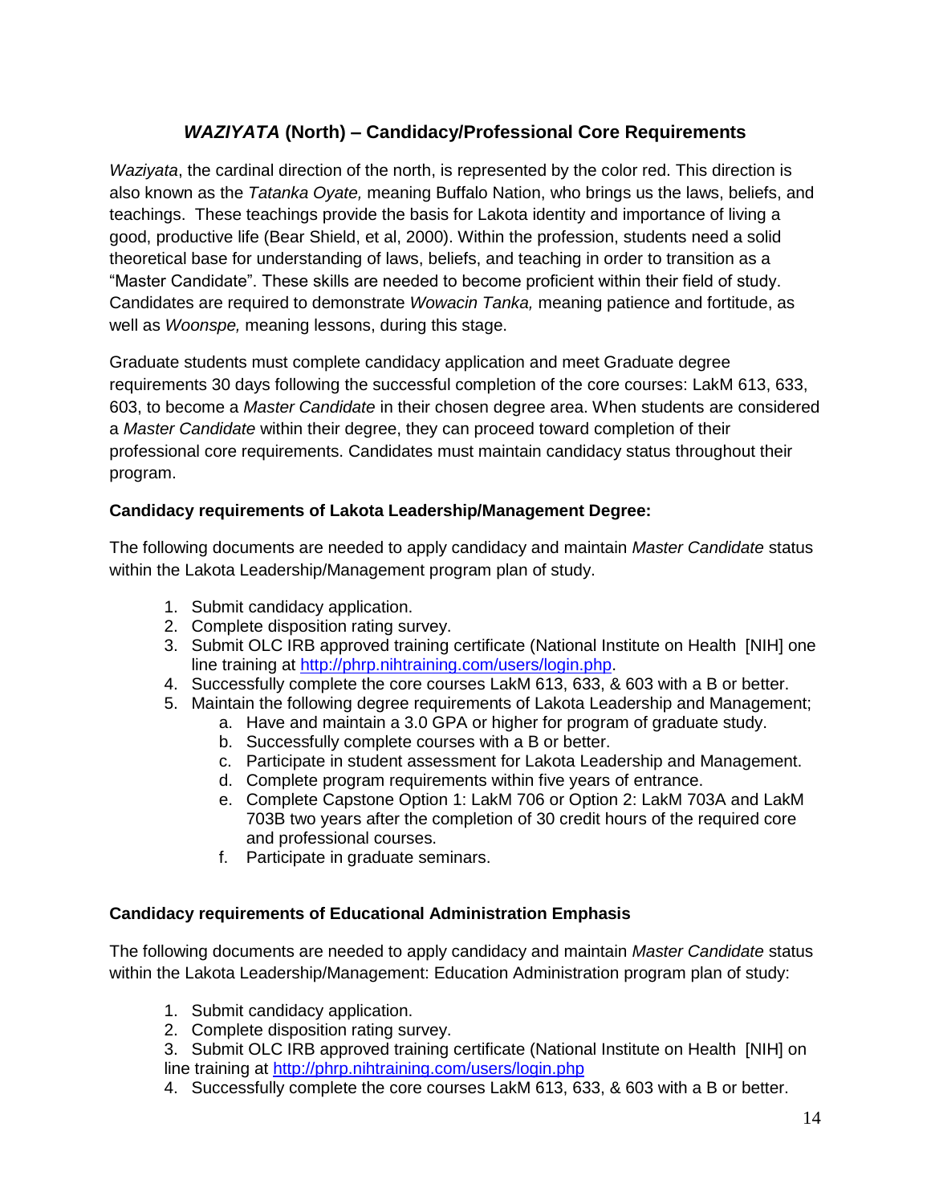## *WAZIYATA* (North) – Candidacy/Professional Core Requirements

*Waziyata*, the cardinal direction of the north, is represented by the color red. This direction is also known as the *Tatanka Oyate,* meaning Buffalo Nation, who brings us the laws, beliefs, and teachings. These teachings provide the basis for Lakota identity and importance of living a good, productive life (Bear Shield, et al, 2000). Within the profession, students need a solid theoretical base for understanding of laws, beliefs, and teaching in order to transition as a "Master Candidate". These skills are needed to become proficient within their field of study. Candidates are required to demonstrate *Wowacin Tanka,* meaning patience and fortitude, as well as *Woonspe,* meaning lessons, during this stage.

Graduate students must complete candidacy application and meet Graduate degree requirements 30 days following the successful completion of the core courses: LakM 613, 633, 603, to become a *Master Candidate* in their chosen degree area. When students are considered a *Master Candidate* within their degree, they can proceed toward completion of their professional core requirements. Candidates must maintain candidacy status throughout their program.

### Candidacy requirements of Lakota Leadership/Management Degree:

The following documents are needed to apply candidacy and maintain *Master Candidate* status within the Lakota Leadership/Management program plan of study.

1. Submit candidacy application.
2. Complete disposition rating survey.
3. Submit OLC IRB approved training certificate (National Institute on Health [NIH] one line training at http://phrp.nihtraining.com/users/login.php.
4. Successfully complete the core courses LakM 613, 633, & 603 with a B or better.
5. Maintain the following degree requirements of Lakota Leadership and Management;
    a. Have and maintain a 3.0 GPA or higher for program of graduate study.
    b. Successfully complete courses with a B or better.
    c. Participate in student assessment for Lakota Leadership and Management.
    d. Complete program requirements within five years of entrance.
    e. Complete Capstone Option 1: LakM 706 or Option 2: LakM 703A and LakM 703B two years after the completion of 30 credit hours of the required core and professional courses.
    f. Participate in graduate seminars.

### Candidacy requirements of Educational Administration Emphasis

The following documents are needed to apply candidacy and maintain *Master Candidate* status within the Lakota Leadership/Management: Education Administration program plan of study:

1. Submit candidacy application.
2. Complete disposition rating survey.
3. Submit OLC IRB approved training certificate (National Institute on Health [NIH] on line training at http://phrp.nihtraining.com/users/login.php
4. Successfully complete the core courses LakM 613, 633, & 603 with a B or better.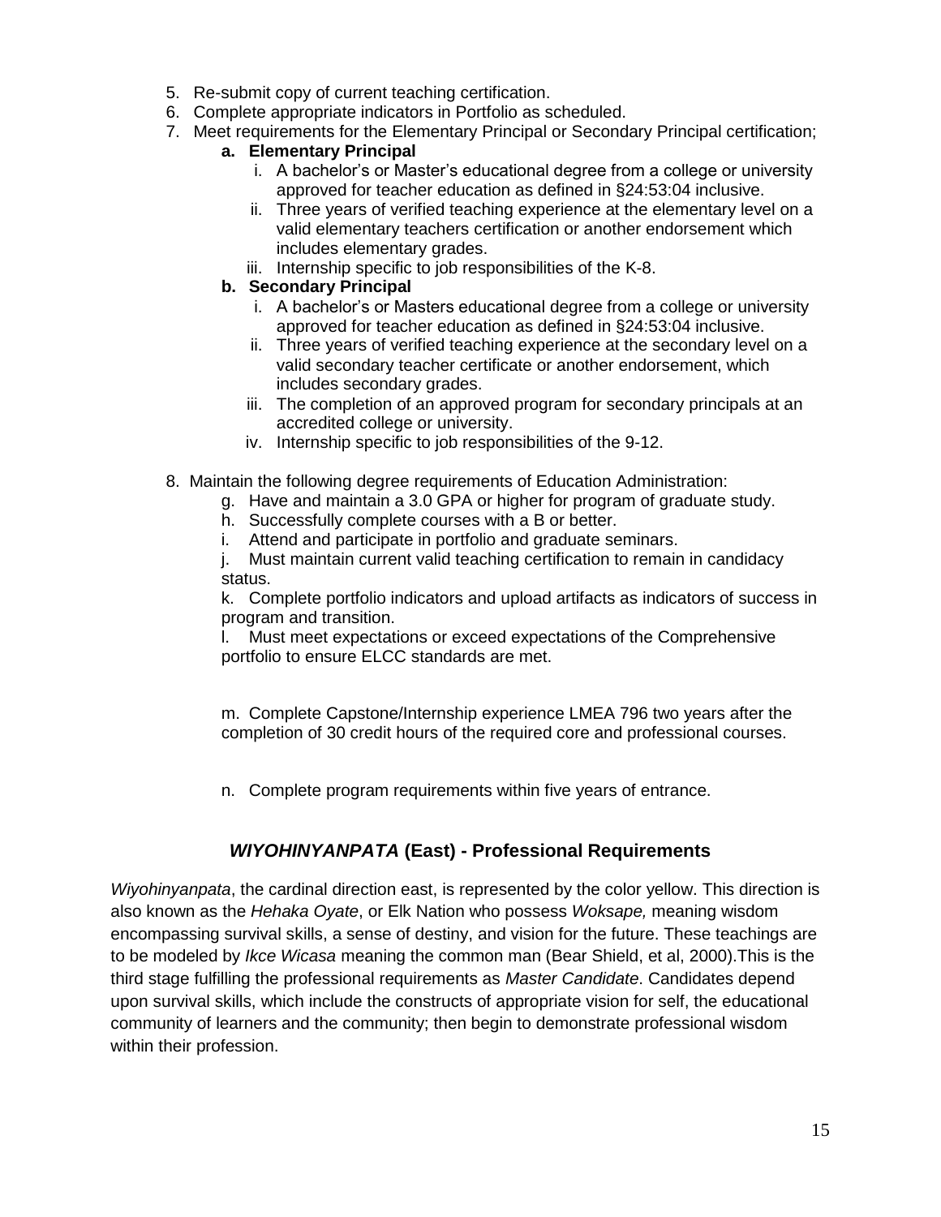5. Re-submit copy of current teaching certification.
6. Complete appropriate indicators in Portfolio as scheduled.
7. Meet requirements for the Elementary Principal or Secondary Principal certification;
   - **a. Elementary Principal**
     - i. A bachelor's or Master's educational degree from a college or university approved for teacher education as defined in §24:53:04 inclusive.
     - ii. Three years of verified teaching experience at the elementary level on a valid elementary teachers certification or another endorsement which includes elementary grades.
     - iii. Internship specific to job responsibilities of the K-8.
   - **b. Secondary Principal**
     - i. A bachelor's or Masters educational degree from a college or university approved for teacher education as defined in §24:53:04 inclusive.
     - ii. Three years of verified teaching experience at the secondary level on a valid secondary teacher certificate or another endorsement, which includes secondary grades.
     - iii. The completion of an approved program for secondary principals at an accredited college or university.
     - iv. Internship specific to job responsibilities of the 9-12.
8. Maintain the following degree requirements of Education Administration:
   - g. Have and maintain a 3.0 GPA or higher for program of graduate study.
   - h. Successfully complete courses with a B or better.
   - i. Attend and participate in portfolio and graduate seminars.
   - j. Must maintain current valid teaching certification to remain in candidacy status.
   - k. Complete portfolio indicators and upload artifacts as indicators of success in program and transition.
   - l. Must meet expectations or exceed expectations of the Comprehensive portfolio to ensure ELCC standards are met.
   - m. Complete Capstone/Internship experience LMEA 796 two years after the completion of 30 credit hours of the required core and professional courses.
   - n. Complete program requirements within five years of entrance.

## *WIYOHINYANPATA* (East) - Professional Requirements

*Wiyohinyanpata*, the cardinal direction east, is represented by the color yellow. This direction is also known as the *Hehaka Oyate*, or Elk Nation who possess *Woksape,* meaning wisdom encompassing survival skills, a sense of destiny, and vision for the future. These teachings are to be modeled by *Ikce Wicasa* meaning the common man (Bear Shield, et al, 2000).This is the third stage fulfilling the professional requirements as *Master Candidate*. Candidates depend upon survival skills, which include the constructs of appropriate vision for self, the educational community of learners and the community; then begin to demonstrate professional wisdom within their profession.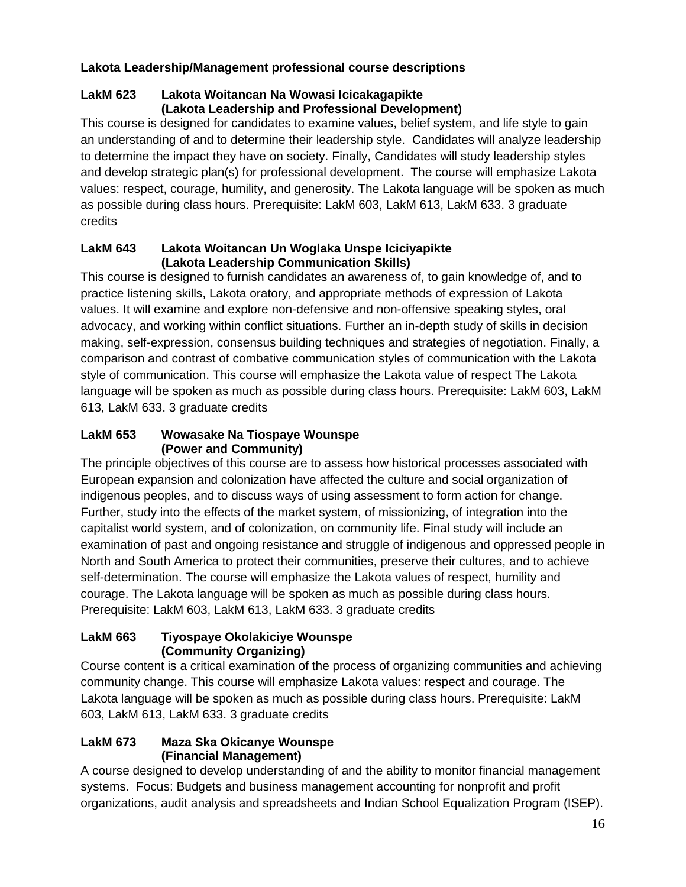**Lakota Leadership/Management professional course descriptions**

**LakM 623 Lakota Woitancan Na Wowasi Icicakagapikte (Lakota Leadership and Professional Development)**

This course is designed for candidates to examine values, belief system, and life style to gain an understanding of and to determine their leadership style. Candidates will analyze leadership to determine the impact they have on society. Finally, Candidates will study leadership styles and develop strategic plan(s) for professional development. The course will emphasize Lakota values: respect, courage, humility, and generosity. The Lakota language will be spoken as much as possible during class hours. Prerequisite: LakM 603, LakM 613, LakM 633. 3 graduate credits

**LakM 643 Lakota Woitancan Un Woglaka Unspe Iciciyapikte (Lakota Leadership Communication Skills)**

This course is designed to furnish candidates an awareness of, to gain knowledge of, and to practice listening skills, Lakota oratory, and appropriate methods of expression of Lakota values. It will examine and explore non-defensive and non-offensive speaking styles, oral advocacy, and working within conflict situations. Further an in-depth study of skills in decision making, self-expression, consensus building techniques and strategies of negotiation. Finally, a comparison and contrast of combative communication styles of communication with the Lakota style of communication. This course will emphasize the Lakota value of respect The Lakota language will be spoken as much as possible during class hours. Prerequisite: LakM 603, LakM 613, LakM 633. 3 graduate credits

**LakM 653 Wowasake Na Tiospaye Wounspe (Power and Community)**

The principle objectives of this course are to assess how historical processes associated with European expansion and colonization have affected the culture and social organization of indigenous peoples, and to discuss ways of using assessment to form action for change. Further, study into the effects of the market system, of missionizing, of integration into the capitalist world system, and of colonization, on community life. Final study will include an examination of past and ongoing resistance and struggle of indigenous and oppressed people in North and South America to protect their communities, preserve their cultures, and to achieve self-determination. The course will emphasize the Lakota values of respect, humility and courage. The Lakota language will be spoken as much as possible during class hours. Prerequisite: LakM 603, LakM 613, LakM 633. 3 graduate credits

**LakM 663 Tiyospaye Okolakiciye Wounspe (Community Organizing)**

Course content is a critical examination of the process of organizing communities and achieving community change. This course will emphasize Lakota values: respect and courage. The Lakota language will be spoken as much as possible during class hours. Prerequisite: LakM 603, LakM 613, LakM 633. 3 graduate credits

**LakM 673 Maza Ska Okicanye Wounspe (Financial Management)**

A course designed to develop understanding of and the ability to monitor financial management systems. Focus: Budgets and business management accounting for nonprofit and profit organizations, audit analysis and spreadsheets and Indian School Equalization Program (ISEP).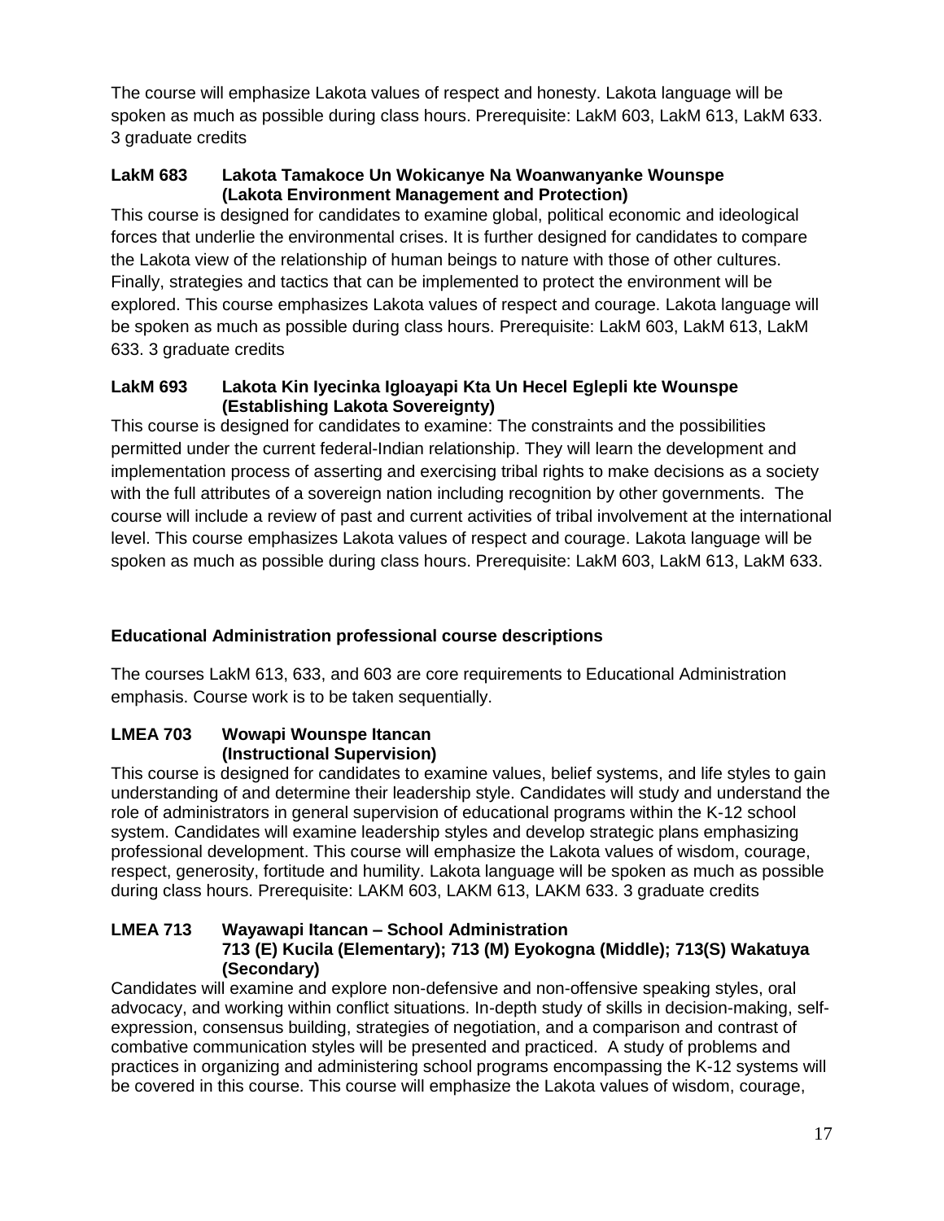The course will emphasize Lakota values of respect and honesty. Lakota language will be spoken as much as possible during class hours. Prerequisite: LakM 603, LakM 613, LakM 633. 3 graduate credits

**LakM 683 Lakota Tamakoce Un Wokicanye Na Woanwanyanke Wounspe (Lakota Environment Management and Protection)**

This course is designed for candidates to examine global, political economic and ideological forces that underlie the environmental crises. It is further designed for candidates to compare the Lakota view of the relationship of human beings to nature with those of other cultures. Finally, strategies and tactics that can be implemented to protect the environment will be explored. This course emphasizes Lakota values of respect and courage. Lakota language will be spoken as much as possible during class hours. Prerequisite: LakM 603, LakM 613, LakM 633. 3 graduate credits

**LakM 693 Lakota Kin Iyecinka Igloayapi Kta Un Hecel Eglepli kte Wounspe (Establishing Lakota Sovereignty)**

This course is designed for candidates to examine: The constraints and the possibilities permitted under the current federal-Indian relationship. They will learn the development and implementation process of asserting and exercising tribal rights to make decisions as a society with the full attributes of a sovereign nation including recognition by other governments. The course will include a review of past and current activities of tribal involvement at the international level. This course emphasizes Lakota values of respect and courage. Lakota language will be spoken as much as possible during class hours. Prerequisite: LakM 603, LakM 613, LakM 633.

## Educational Administration professional course descriptions

The courses LakM 613, 633, and 603 are core requirements to Educational Administration emphasis. Course work is to be taken sequentially.

**LMEA 703 Wowapi Wounspe Itancan (Instructional Supervision)**

This course is designed for candidates to examine values, belief systems, and life styles to gain understanding of and determine their leadership style. Candidates will study and understand the role of administrators in general supervision of educational programs within the K-12 school system. Candidates will examine leadership styles and develop strategic plans emphasizing professional development. This course will emphasize the Lakota values of wisdom, courage, respect, generosity, fortitude and humility. Lakota language will be spoken as much as possible during class hours. Prerequisite: LAKM 603, LAKM 613, LAKM 633. 3 graduate credits

**LMEA 713 Wayawapi Itancan – School Administration 713 (E) Kucila (Elementary); 713 (M) Eyokogna (Middle); 713(S) Wakatuya (Secondary)**

Candidates will examine and explore non-defensive and non-offensive speaking styles, oral advocacy, and working within conflict situations. In-depth study of skills in decision-making, self-expression, consensus building, strategies of negotiation, and a comparison and contrast of combative communication styles will be presented and practiced. A study of problems and practices in organizing and administering school programs encompassing the K-12 systems will be covered in this course. This course will emphasize the Lakota values of wisdom, courage,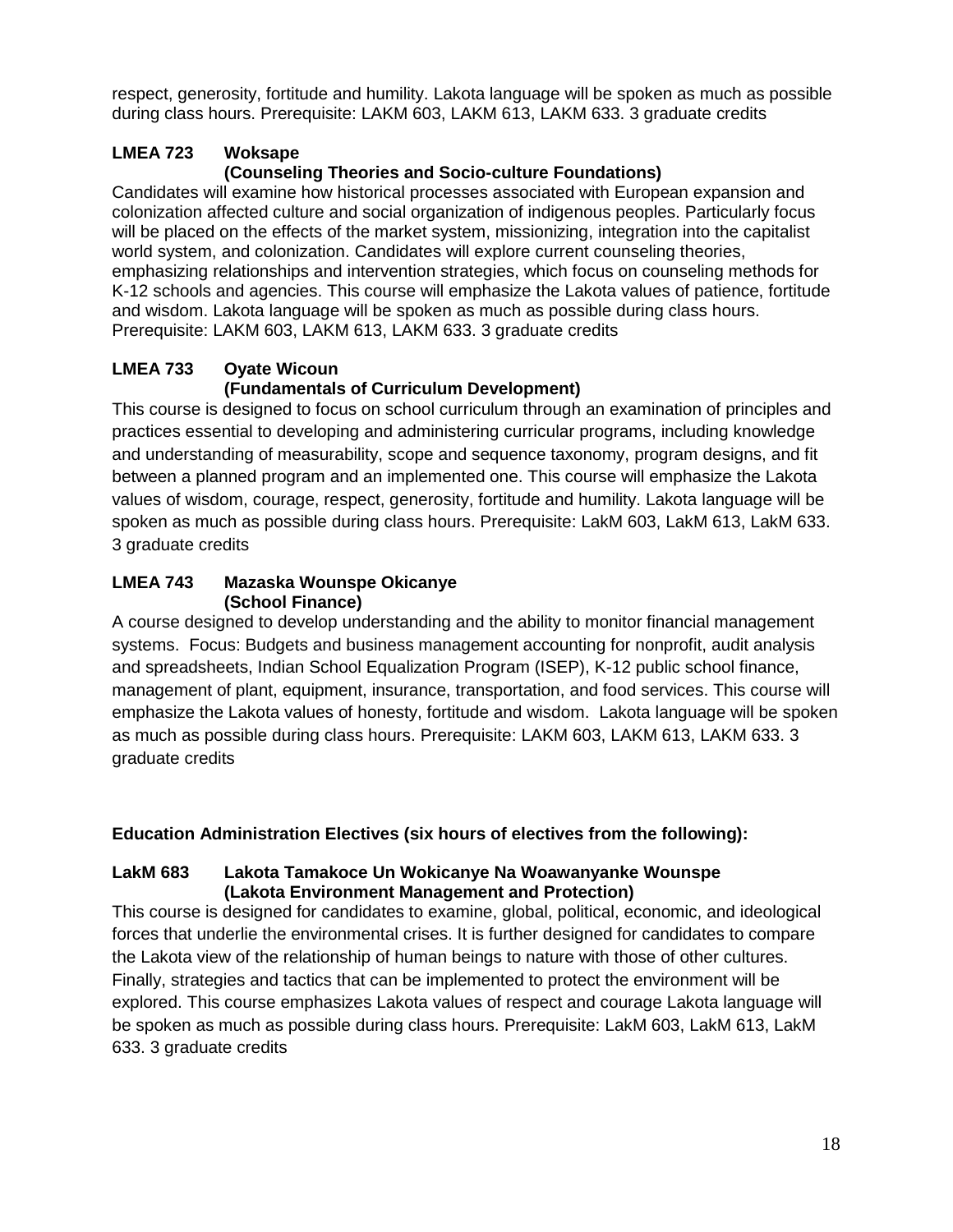respect, generosity, fortitude and humility. Lakota language will be spoken as much as possible during class hours. Prerequisite: LAKM 603, LAKM 613, LAKM 633. 3 graduate credits

**LMEA 723 Woksape**
**(Counseling Theories and Socio-culture Foundations)**

Candidates will examine how historical processes associated with European expansion and colonization affected culture and social organization of indigenous peoples. Particularly focus will be placed on the effects of the market system, missionizing, integration into the capitalist world system, and colonization. Candidates will explore current counseling theories, emphasizing relationships and intervention strategies, which focus on counseling methods for K-12 schools and agencies. This course will emphasize the Lakota values of patience, fortitude and wisdom. Lakota language will be spoken as much as possible during class hours. Prerequisite: LAKM 603, LAKM 613, LAKM 633. 3 graduate credits

**LMEA 733 Oyate Wicoun**
**(Fundamentals of Curriculum Development)**

This course is designed to focus on school curriculum through an examination of principles and practices essential to developing and administering curricular programs, including knowledge and understanding of measurability, scope and sequence taxonomy, program designs, and fit between a planned program and an implemented one. This course will emphasize the Lakota values of wisdom, courage, respect, generosity, fortitude and humility. Lakota language will be spoken as much as possible during class hours. Prerequisite: LakM 603, LakM 613, LakM 633. 3 graduate credits

**LMEA 743 Mazaska Wounspe Okicanye**
**(School Finance)**

A course designed to develop understanding and the ability to monitor financial management systems. Focus: Budgets and business management accounting for nonprofit, audit analysis and spreadsheets, Indian School Equalization Program (ISEP), K-12 public school finance, management of plant, equipment, insurance, transportation, and food services. This course will emphasize the Lakota values of honesty, fortitude and wisdom. Lakota language will be spoken as much as possible during class hours. Prerequisite: LAKM 603, LAKM 613, LAKM 633. 3 graduate credits

**Education Administration Electives (six hours of electives from the following):**

**LakM 683 Lakota Tamakoce Un Wokicanye Na Woawanyanke Wounspe**
**(Lakota Environment Management and Protection)**

This course is designed for candidates to examine, global, political, economic, and ideological forces that underlie the environmental crises. It is further designed for candidates to compare the Lakota view of the relationship of human beings to nature with those of other cultures. Finally, strategies and tactics that can be implemented to protect the environment will be explored. This course emphasizes Lakota values of respect and courage Lakota language will be spoken as much as possible during class hours. Prerequisite: LakM 603, LakM 613, LakM 633. 3 graduate credits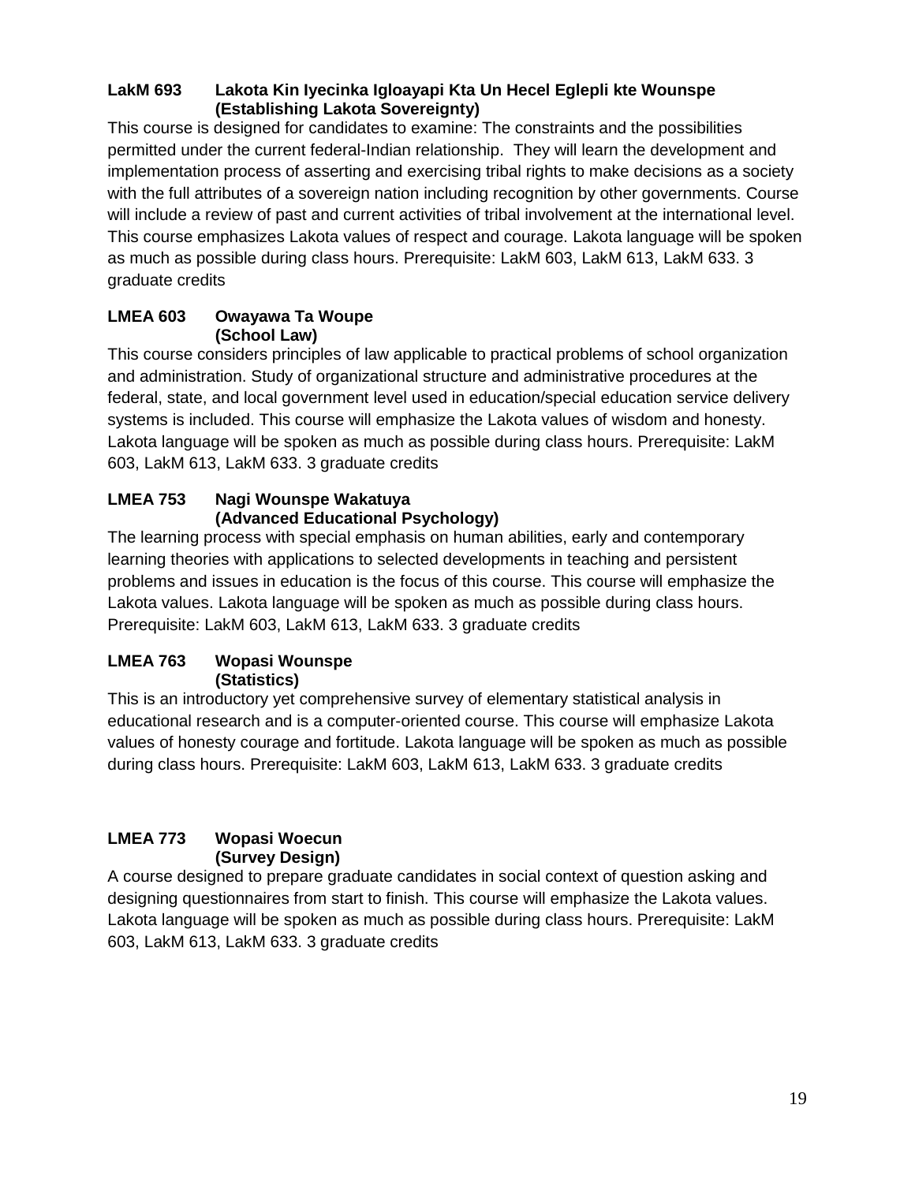**LakM 693 Lakota Kin Iyecinka Igloayapi Kta Un Hecel Eglepli kte Wounspe (Establishing Lakota Sovereignty)**

This course is designed for candidates to examine: The constraints and the possibilities permitted under the current federal-Indian relationship. They will learn the development and implementation process of asserting and exercising tribal rights to make decisions as a society with the full attributes of a sovereign nation including recognition by other governments. Course will include a review of past and current activities of tribal involvement at the international level. This course emphasizes Lakota values of respect and courage. Lakota language will be spoken as much as possible during class hours. Prerequisite: LakM 603, LakM 613, LakM 633. 3 graduate credits

**LMEA 603 Owayawa Ta Woupe (School Law)**

This course considers principles of law applicable to practical problems of school organization and administration. Study of organizational structure and administrative procedures at the federal, state, and local government level used in education/special education service delivery systems is included. This course will emphasize the Lakota values of wisdom and honesty. Lakota language will be spoken as much as possible during class hours. Prerequisite: LakM 603, LakM 613, LakM 633. 3 graduate credits

**LMEA 753 Nagi Wounspe Wakatuya (Advanced Educational Psychology)**

The learning process with special emphasis on human abilities, early and contemporary learning theories with applications to selected developments in teaching and persistent problems and issues in education is the focus of this course. This course will emphasize the Lakota values. Lakota language will be spoken as much as possible during class hours. Prerequisite: LakM 603, LakM 613, LakM 633. 3 graduate credits

**LMEA 763 Wopasi Wounspe (Statistics)**

This is an introductory yet comprehensive survey of elementary statistical analysis in educational research and is a computer-oriented course. This course will emphasize Lakota values of honesty courage and fortitude. Lakota language will be spoken as much as possible during class hours. Prerequisite: LakM 603, LakM 613, LakM 633. 3 graduate credits

**LMEA 773 Wopasi Woecun (Survey Design)**

A course designed to prepare graduate candidates in social context of question asking and designing questionnaires from start to finish. This course will emphasize the Lakota values. Lakota language will be spoken as much as possible during class hours. Prerequisite: LakM 603, LakM 613, LakM 633. 3 graduate credits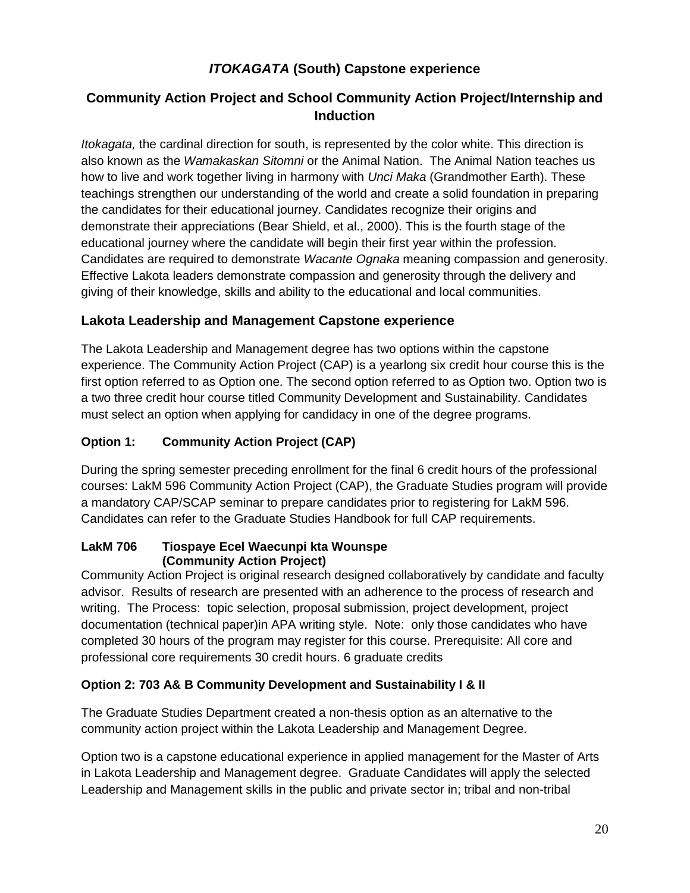## *ITOKAGATA* (South) Capstone experience

## Community Action Project and School Community Action Project/Internship and Induction

*Itokagata,* the cardinal direction for south, is represented by the color white. This direction is also known as the *Wamakaskan Sitomni* or the Animal Nation. The Animal Nation teaches us how to live and work together living in harmony with *Unci Maka* (Grandmother Earth). These teachings strengthen our understanding of the world and create a solid foundation in preparing the candidates for their educational journey. Candidates recognize their origins and demonstrate their appreciations (Bear Shield, et al., 2000). This is the fourth stage of the educational journey where the candidate will begin their first year within the profession. Candidates are required to demonstrate *Wacante Ognaka* meaning compassion and generosity. Effective Lakota leaders demonstrate compassion and generosity through the delivery and giving of their knowledge, skills and ability to the educational and local communities.

### Lakota Leadership and Management Capstone experience

The Lakota Leadership and Management degree has two options within the capstone experience. The Community Action Project (CAP) is a yearlong six credit hour course this is the first option referred to as Option one. The second option referred to as Option two. Option two is a two three credit hour course titled Community Development and Sustainability. Candidates must select an option when applying for candidacy in one of the degree programs.

#### Option 1: Community Action Project (CAP)

During the spring semester preceding enrollment for the final 6 credit hours of the professional courses: LakM 596 Community Action Project (CAP), the Graduate Studies program will provide a mandatory CAP/SCAP seminar to prepare candidates prior to registering for LakM 596. Candidates can refer to the Graduate Studies Handbook for full CAP requirements.

**LakM 706 Tiospaye Ecel Waecunpi kta Wounspe (Community Action Project)**

Community Action Project is original research designed collaboratively by candidate and faculty advisor. Results of research are presented with an adherence to the process of research and writing. The Process: topic selection, proposal submission, project development, project documentation (technical paper)in APA writing style. Note: only those candidates who have completed 30 hours of the program may register for this course. Prerequisite: All core and professional core requirements 30 credit hours. 6 graduate credits

#### Option 2: 703 A& B Community Development and Sustainability I & II

The Graduate Studies Department created a non-thesis option as an alternative to the community action project within the Lakota Leadership and Management Degree.

Option two is a capstone educational experience in applied management for the Master of Arts in Lakota Leadership and Management degree. Graduate Candidates will apply the selected Leadership and Management skills in the public and private sector in; tribal and non-tribal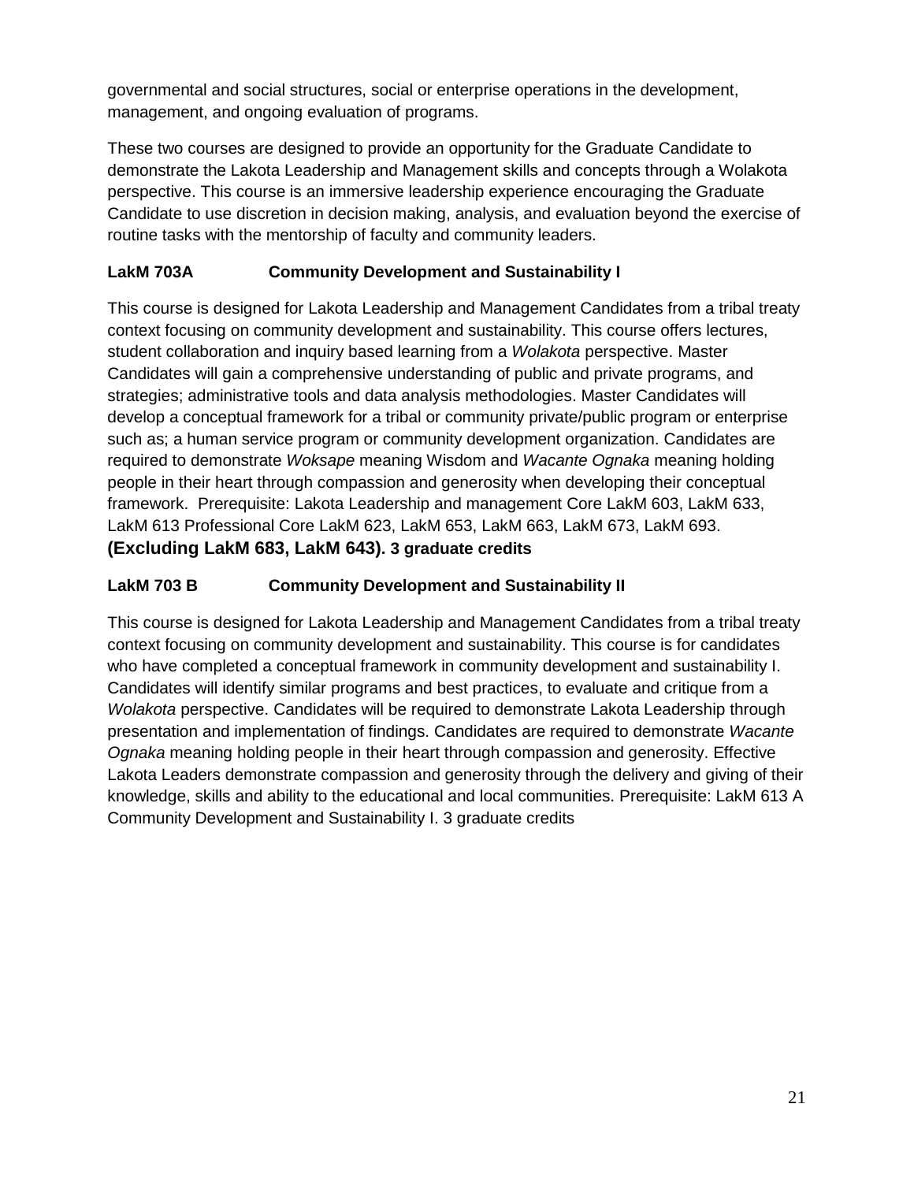governmental and social structures, social or enterprise operations in the development, management, and ongoing evaluation of programs.

These two courses are designed to provide an opportunity for the Graduate Candidate to demonstrate the Lakota Leadership and Management skills and concepts through a Wolakota perspective. This course is an immersive leadership experience encouraging the Graduate Candidate to use discretion in decision making, analysis, and evaluation beyond the exercise of routine tasks with the mentorship of faculty and community leaders.

**LakM 703A Community Development and Sustainability I**

This course is designed for Lakota Leadership and Management Candidates from a tribal treaty context focusing on community development and sustainability. This course offers lectures, student collaboration and inquiry based learning from a *Wolakota* perspective. Master Candidates will gain a comprehensive understanding of public and private programs, and strategies; administrative tools and data analysis methodologies. Master Candidates will develop a conceptual framework for a tribal or community private/public program or enterprise such as; a human service program or community development organization. Candidates are required to demonstrate *Woksape* meaning Wisdom and *Wacante Ognaka* meaning holding people in their heart through compassion and generosity when developing their conceptual framework. Prerequisite: Lakota Leadership and management Core LakM 603, LakM 633, LakM 613 Professional Core LakM 623, LakM 653, LakM 663, LakM 673, LakM 693. **(Excluding LakM 683, LakM 643). 3 graduate credits**

**LakM 703 B Community Development and Sustainability II**

This course is designed for Lakota Leadership and Management Candidates from a tribal treaty context focusing on community development and sustainability. This course is for candidates who have completed a conceptual framework in community development and sustainability I. Candidates will identify similar programs and best practices, to evaluate and critique from a *Wolakota* perspective. Candidates will be required to demonstrate Lakota Leadership through presentation and implementation of findings. Candidates are required to demonstrate *Wacante Ognaka* meaning holding people in their heart through compassion and generosity. Effective Lakota Leaders demonstrate compassion and generosity through the delivery and giving of their knowledge, skills and ability to the educational and local communities. Prerequisite: LakM 613 A Community Development and Sustainability I. 3 graduate credits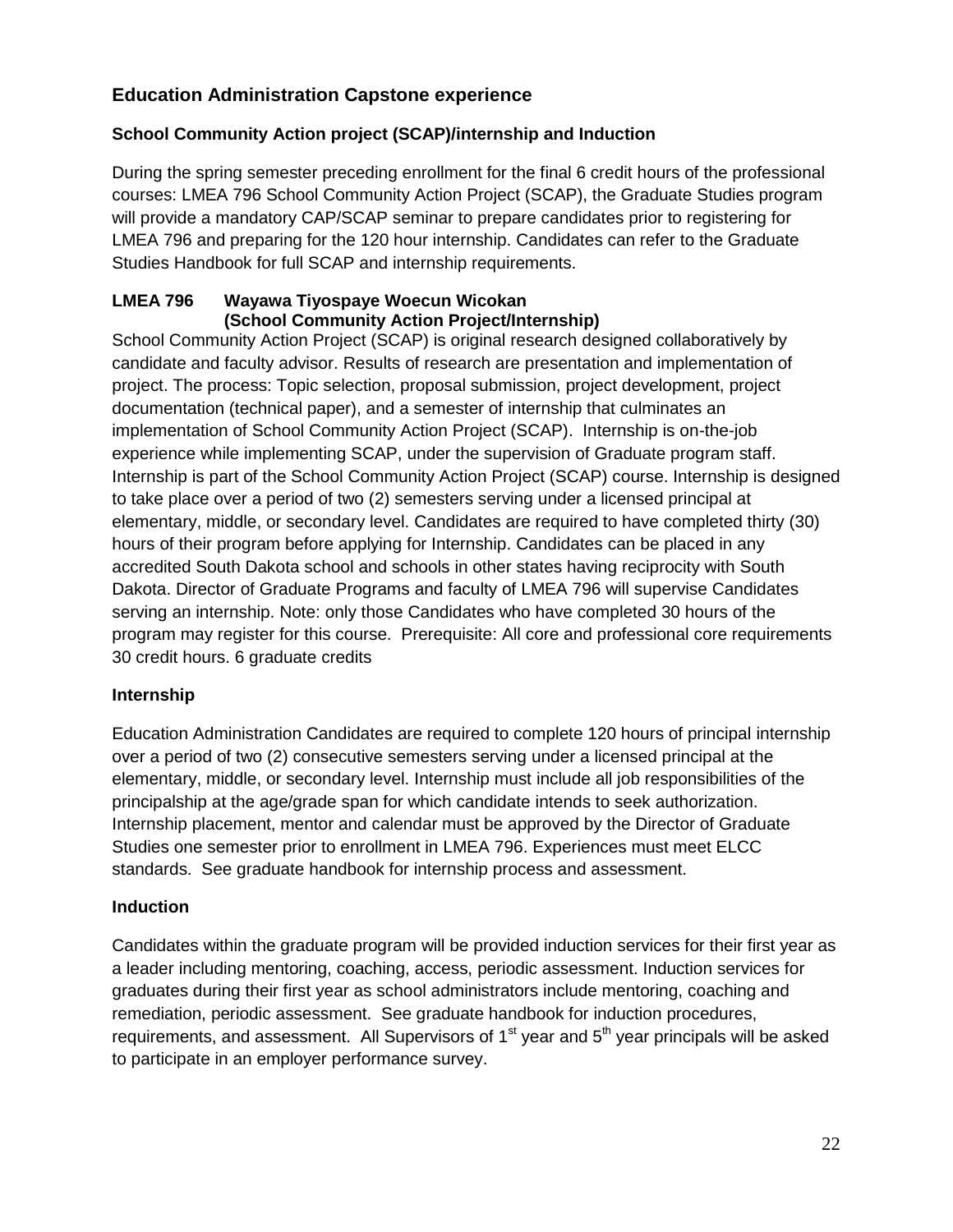## Education Administration Capstone experience

### School Community Action project (SCAP)/internship and Induction

During the spring semester preceding enrollment for the final 6 credit hours of the professional courses: LMEA 796 School Community Action Project (SCAP), the Graduate Studies program will provide a mandatory CAP/SCAP seminar to prepare candidates prior to registering for LMEA 796 and preparing for the 120 hour internship. Candidates can refer to the Graduate Studies Handbook for full SCAP and internship requirements.

**LMEA 796 Wayawa Tiyospaye Woecun Wicokan (School Community Action Project/Internship)**

School Community Action Project (SCAP) is original research designed collaboratively by candidate and faculty advisor. Results of research are presentation and implementation of project. The process: Topic selection, proposal submission, project development, project documentation (technical paper), and a semester of internship that culminates an implementation of School Community Action Project (SCAP). Internship is on-the-job experience while implementing SCAP, under the supervision of Graduate program staff. Internship is part of the School Community Action Project (SCAP) course. Internship is designed to take place over a period of two (2) semesters serving under a licensed principal at elementary, middle, or secondary level. Candidates are required to have completed thirty (30) hours of their program before applying for Internship. Candidates can be placed in any accredited South Dakota school and schools in other states having reciprocity with South Dakota. Director of Graduate Programs and faculty of LMEA 796 will supervise Candidates serving an internship. Note: only those Candidates who have completed 30 hours of the program may register for this course. Prerequisite: All core and professional core requirements 30 credit hours. 6 graduate credits

### Internship

Education Administration Candidates are required to complete 120 hours of principal internship over a period of two (2) consecutive semesters serving under a licensed principal at the elementary, middle, or secondary level. Internship must include all job responsibilities of the principalship at the age/grade span for which candidate intends to seek authorization. Internship placement, mentor and calendar must be approved by the Director of Graduate Studies one semester prior to enrollment in LMEA 796. Experiences must meet ELCC standards. See graduate handbook for internship process and assessment.

### Induction

Candidates within the graduate program will be provided induction services for their first year as a leader including mentoring, coaching, access, periodic assessment. Induction services for graduates during their first year as school administrators include mentoring, coaching and remediation, periodic assessment. See graduate handbook for induction procedures, requirements, and assessment. All Supervisors of 1st year and 5th year principals will be asked to participate in an employer performance survey.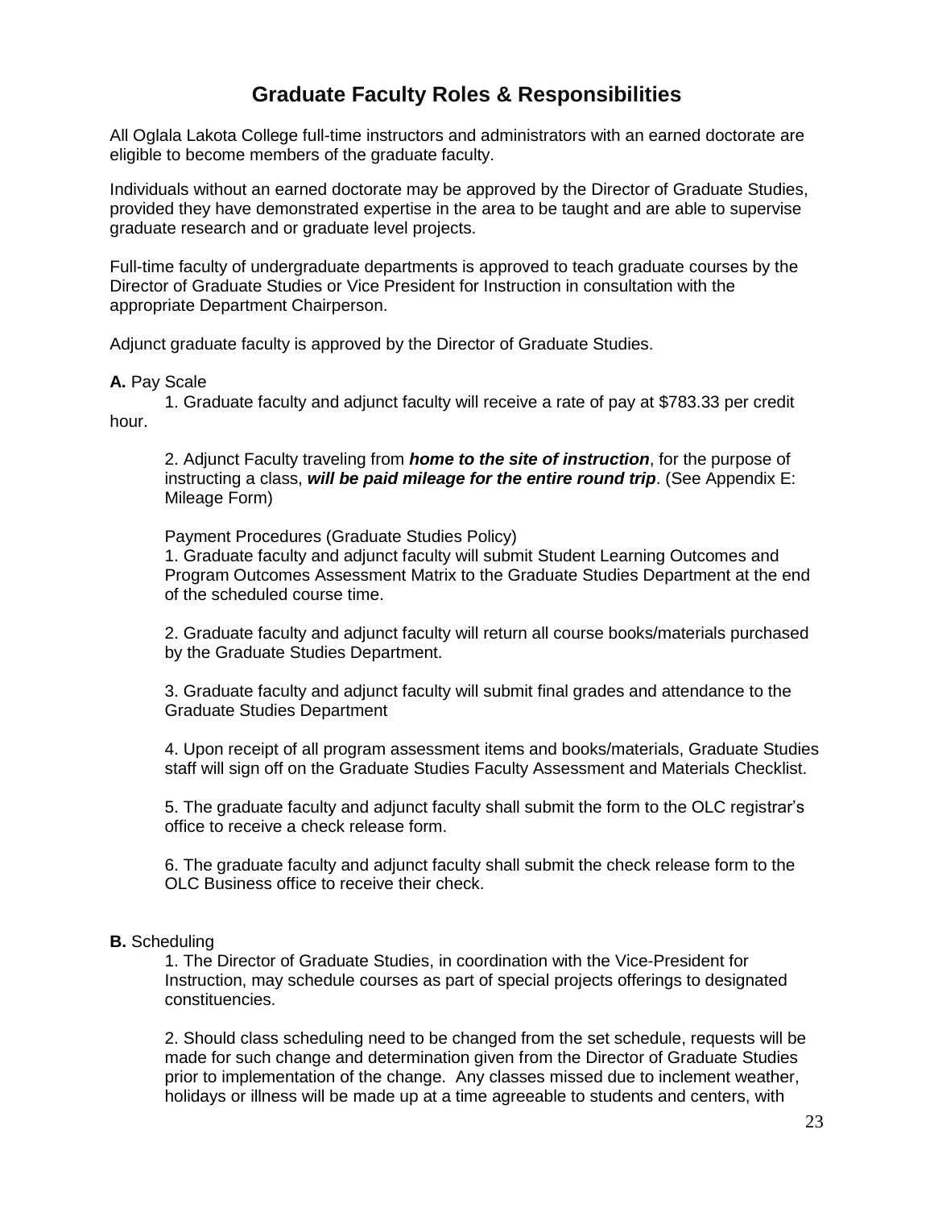# Graduate Faculty Roles & Responsibilities

All Oglala Lakota College full-time instructors and administrators with an earned doctorate are eligible to become members of the graduate faculty.

Individuals without an earned doctorate may be approved by the Director of Graduate Studies, provided they have demonstrated expertise in the area to be taught and are able to supervise graduate research and or graduate level projects.

Full-time faculty of undergraduate departments is approved to teach graduate courses by the Director of Graduate Studies or Vice President for Instruction in consultation with the appropriate Department Chairperson.

Adjunct graduate faculty is approved by the Director of Graduate Studies.

**A.** Pay Scale

1. Graduate faculty and adjunct faculty will receive a rate of pay at $783.33 per credit hour.

2. Adjunct Faculty traveling from ***home to the site of instruction***, for the purpose of instructing a class, ***will be paid mileage for the entire round trip***. (See Appendix E: Mileage Form)

Payment Procedures (Graduate Studies Policy)

1. Graduate faculty and adjunct faculty will submit Student Learning Outcomes and Program Outcomes Assessment Matrix to the Graduate Studies Department at the end of the scheduled course time.

2. Graduate faculty and adjunct faculty will return all course books/materials purchased by the Graduate Studies Department.

3. Graduate faculty and adjunct faculty will submit final grades and attendance to the Graduate Studies Department

4. Upon receipt of all program assessment items and books/materials, Graduate Studies staff will sign off on the Graduate Studies Faculty Assessment and Materials Checklist.

5. The graduate faculty and adjunct faculty shall submit the form to the OLC registrar's office to receive a check release form.

6. The graduate faculty and adjunct faculty shall submit the check release form to the OLC Business office to receive their check.

**B.** Scheduling

1. The Director of Graduate Studies, in coordination with the Vice-President for Instruction, may schedule courses as part of special projects offerings to designated constituencies.

2. Should class scheduling need to be changed from the set schedule, requests will be made for such change and determination given from the Director of Graduate Studies prior to implementation of the change. Any classes missed due to inclement weather, holidays or illness will be made up at a time agreeable to students and centers, with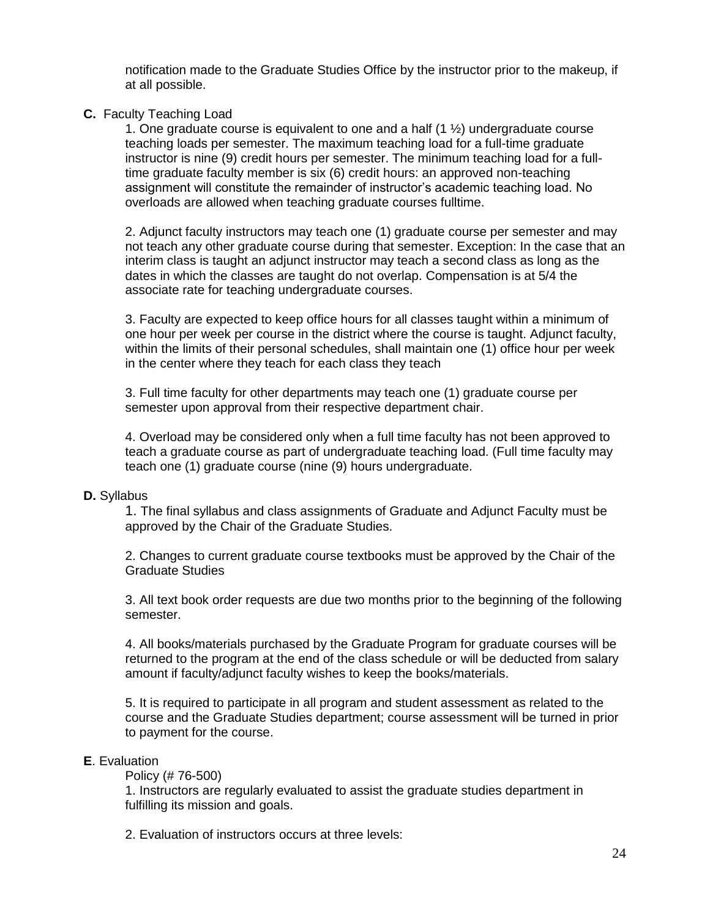notification made to the Graduate Studies Office by the instructor prior to the makeup, if at all possible.

**C.** Faculty Teaching Load

1. One graduate course is equivalent to one and a half (1 ½) undergraduate course teaching loads per semester. The maximum teaching load for a full-time graduate instructor is nine (9) credit hours per semester. The minimum teaching load for a full-time graduate faculty member is six (6) credit hours: an approved non-teaching assignment will constitute the remainder of instructor's academic teaching load. No overloads are allowed when teaching graduate courses fulltime.

2. Adjunct faculty instructors may teach one (1) graduate course per semester and may not teach any other graduate course during that semester. Exception: In the case that an interim class is taught an adjunct instructor may teach a second class as long as the dates in which the classes are taught do not overlap. Compensation is at 5/4 the associate rate for teaching undergraduate courses.

3. Faculty are expected to keep office hours for all classes taught within a minimum of one hour per week per course in the district where the course is taught. Adjunct faculty, within the limits of their personal schedules, shall maintain one (1) office hour per week in the center where they teach for each class they teach

3. Full time faculty for other departments may teach one (1) graduate course per semester upon approval from their respective department chair.

4. Overload may be considered only when a full time faculty has not been approved to teach a graduate course as part of undergraduate teaching load. (Full time faculty may teach one (1) graduate course (nine (9) hours undergraduate.

**D.** Syllabus

1. The final syllabus and class assignments of Graduate and Adjunct Faculty must be approved by the Chair of the Graduate Studies.

2. Changes to current graduate course textbooks must be approved by the Chair of the Graduate Studies

3. All text book order requests are due two months prior to the beginning of the following semester.

4. All books/materials purchased by the Graduate Program for graduate courses will be returned to the program at the end of the class schedule or will be deducted from salary amount if faculty/adjunct faculty wishes to keep the books/materials.

5. It is required to participate in all program and student assessment as related to the course and the Graduate Studies department; course assessment will be turned in prior to payment for the course.

**E**. Evaluation

Policy (# 76-500)

1. Instructors are regularly evaluated to assist the graduate studies department in fulfilling its mission and goals.

2. Evaluation of instructors occurs at three levels: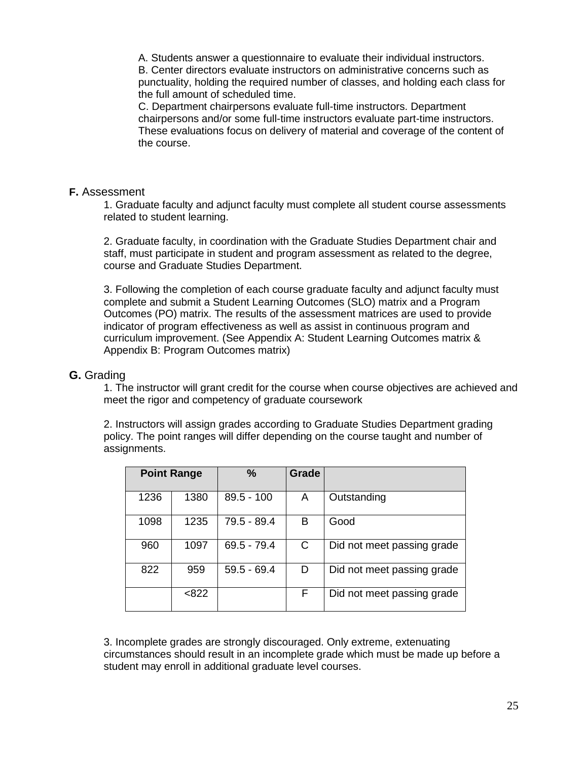A. Students answer a questionnaire to evaluate their individual instructors.
B. Center directors evaluate instructors on administrative concerns such as punctuality, holding the required number of classes, and holding each class for the full amount of scheduled time.
C. Department chairpersons evaluate full-time instructors. Department chairpersons and/or some full-time instructors evaluate part-time instructors. These evaluations focus on delivery of material and coverage of the content of the course.

**F.** Assessment

1. Graduate faculty and adjunct faculty must complete all student course assessments related to student learning.

2. Graduate faculty, in coordination with the Graduate Studies Department chair and staff, must participate in student and program assessment as related to the degree, course and Graduate Studies Department.

3. Following the completion of each course graduate faculty and adjunct faculty must complete and submit a Student Learning Outcomes (SLO) matrix and a Program Outcomes (PO) matrix. The results of the assessment matrices are used to provide indicator of program effectiveness as well as assist in continuous program and curriculum improvement. (See Appendix A: Student Learning Outcomes matrix & Appendix B: Program Outcomes matrix)

**G.** Grading

1. The instructor will grant credit for the course when course objectives are achieved and meet the rigor and competency of graduate coursework

2. Instructors will assign grades according to Graduate Studies Department grading policy. The point ranges will differ depending on the course taught and number of assignments.

| Point Range | | % | Grade | |
|---|---|---|---|---|
| 1236 | 1380 | 89.5 - 100 | A | Outstanding |
| 1098 | 1235 | 79.5 - 89.4 | B | Good |
| 960 | 1097 | 69.5 - 79.4 | C | Did not meet passing grade |
| 822 | 959 | 59.5 - 69.4 | D | Did not meet passing grade |
| | <822 | | F | Did not meet passing grade |

3. Incomplete grades are strongly discouraged. Only extreme, extenuating circumstances should result in an incomplete grade which must be made up before a student may enroll in additional graduate level courses.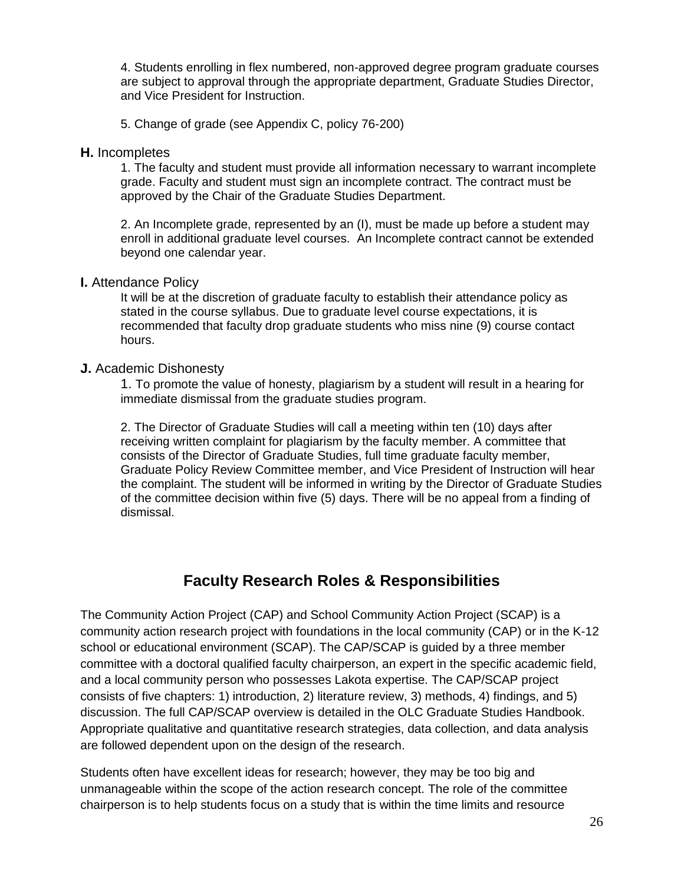4. Students enrolling in flex numbered, non-approved degree program graduate courses are subject to approval through the appropriate department, Graduate Studies Director, and Vice President for Instruction.

5. Change of grade (see Appendix C, policy 76-200)

**H.** Incompletes

1. The faculty and student must provide all information necessary to warrant incomplete grade. Faculty and student must sign an incomplete contract. The contract must be approved by the Chair of the Graduate Studies Department.

2. An Incomplete grade, represented by an (I), must be made up before a student may enroll in additional graduate level courses. An Incomplete contract cannot be extended beyond one calendar year.

**I.** Attendance Policy

It will be at the discretion of graduate faculty to establish their attendance policy as stated in the course syllabus. Due to graduate level course expectations, it is recommended that faculty drop graduate students who miss nine (9) course contact hours.

**J.** Academic Dishonesty

1. To promote the value of honesty, plagiarism by a student will result in a hearing for immediate dismissal from the graduate studies program.

2. The Director of Graduate Studies will call a meeting within ten (10) days after receiving written complaint for plagiarism by the faculty member. A committee that consists of the Director of Graduate Studies, full time graduate faculty member, Graduate Policy Review Committee member, and Vice President of Instruction will hear the complaint. The student will be informed in writing by the Director of Graduate Studies of the committee decision within five (5) days. There will be no appeal from a finding of dismissal.

## Faculty Research Roles & Responsibilities

The Community Action Project (CAP) and School Community Action Project (SCAP) is a community action research project with foundations in the local community (CAP) or in the K-12 school or educational environment (SCAP). The CAP/SCAP is guided by a three member committee with a doctoral qualified faculty chairperson, an expert in the specific academic field, and a local community person who possesses Lakota expertise. The CAP/SCAP project consists of five chapters: 1) introduction, 2) literature review, 3) methods, 4) findings, and 5) discussion. The full CAP/SCAP overview is detailed in the OLC Graduate Studies Handbook. Appropriate qualitative and quantitative research strategies, data collection, and data analysis are followed dependent upon on the design of the research.

Students often have excellent ideas for research; however, they may be too big and unmanageable within the scope of the action research concept. The role of the committee chairperson is to help students focus on a study that is within the time limits and resource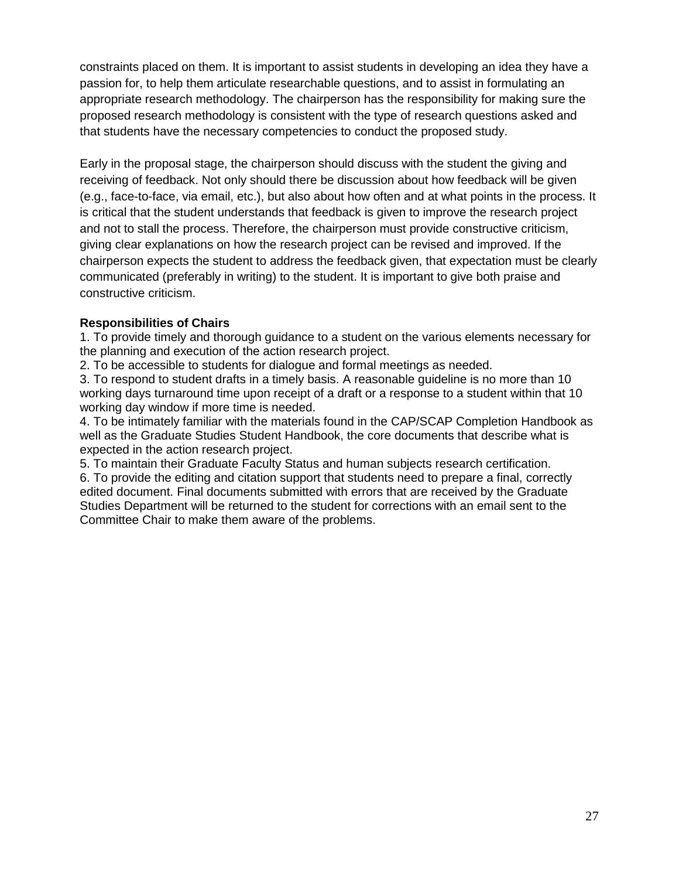constraints placed on them. It is important to assist students in developing an idea they have a passion for, to help them articulate researchable questions, and to assist in formulating an appropriate research methodology. The chairperson has the responsibility for making sure the proposed research methodology is consistent with the type of research questions asked and that students have the necessary competencies to conduct the proposed study.

Early in the proposal stage, the chairperson should discuss with the student the giving and receiving of feedback. Not only should there be discussion about how feedback will be given (e.g., face-to-face, via email, etc.), but also about how often and at what points in the process. It is critical that the student understands that feedback is given to improve the research project and not to stall the process. Therefore, the chairperson must provide constructive criticism, giving clear explanations on how the research project can be revised and improved. If the chairperson expects the student to address the feedback given, that expectation must be clearly communicated (preferably in writing) to the student. It is important to give both praise and constructive criticism.

**Responsibilities of Chairs**

1. To provide timely and thorough guidance to a student on the various elements necessary for the planning and execution of the action research project.
2. To be accessible to students for dialogue and formal meetings as needed.
3. To respond to student drafts in a timely basis. A reasonable guideline is no more than 10 working days turnaround time upon receipt of a draft or a response to a student within that 10 working day window if more time is needed.
4. To be intimately familiar with the materials found in the CAP/SCAP Completion Handbook as well as the Graduate Studies Student Handbook, the core documents that describe what is expected in the action research project.
5. To maintain their Graduate Faculty Status and human subjects research certification.
6. To provide the editing and citation support that students need to prepare a final, correctly edited document. Final documents submitted with errors that are received by the Graduate Studies Department will be returned to the student for corrections with an email sent to the Committee Chair to make them aware of the problems.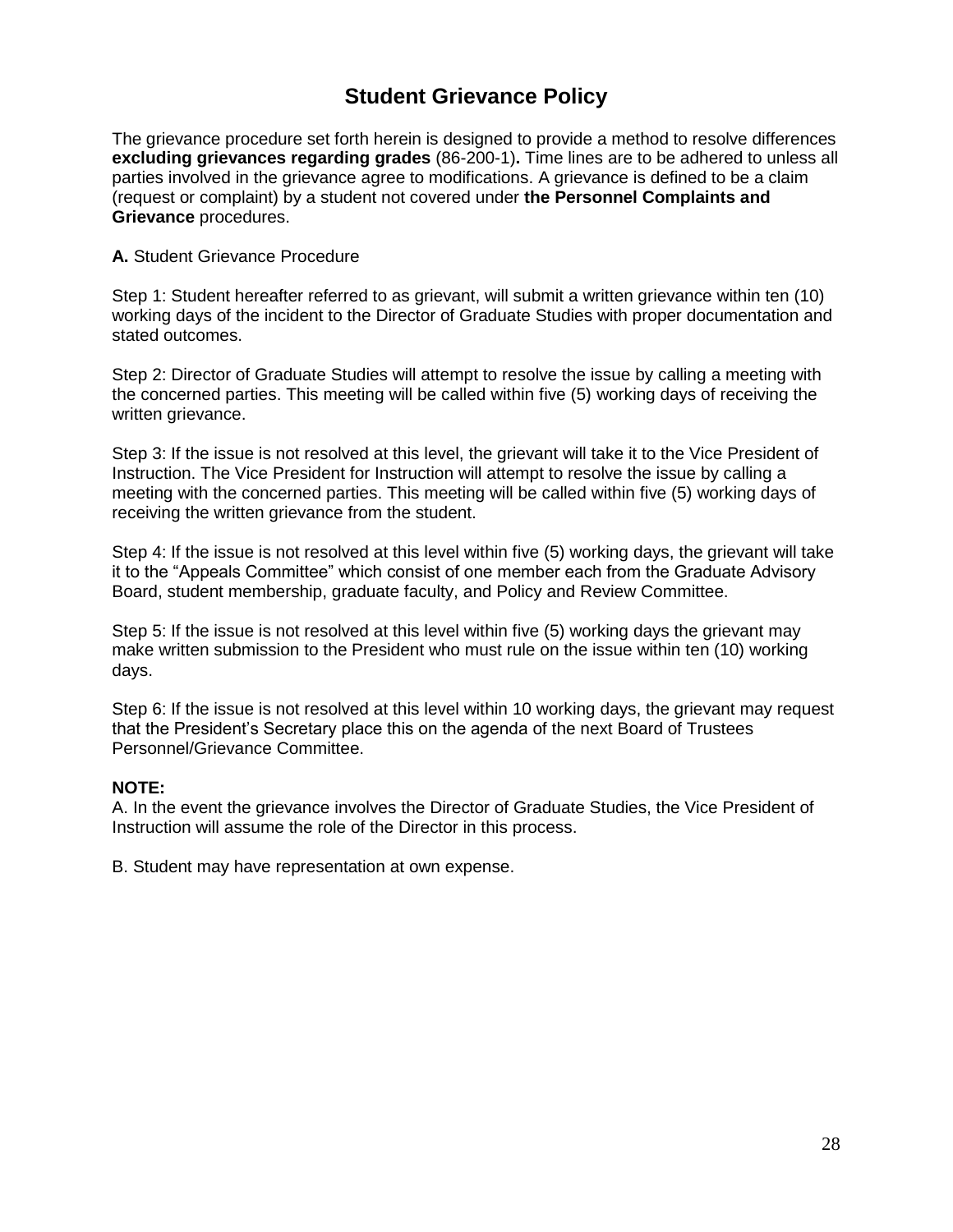# Student Grievance Policy

The grievance procedure set forth herein is designed to provide a method to resolve differences **excluding grievances regarding grades** (86-200-1)**.** Time lines are to be adhered to unless all parties involved in the grievance agree to modifications. A grievance is defined to be a claim (request or complaint) by a student not covered under **the Personnel Complaints and Grievance** procedures.

**A.** Student Grievance Procedure

Step 1: Student hereafter referred to as grievant, will submit a written grievance within ten (10) working days of the incident to the Director of Graduate Studies with proper documentation and stated outcomes.

Step 2: Director of Graduate Studies will attempt to resolve the issue by calling a meeting with the concerned parties. This meeting will be called within five (5) working days of receiving the written grievance.

Step 3: If the issue is not resolved at this level, the grievant will take it to the Vice President of Instruction. The Vice President for Instruction will attempt to resolve the issue by calling a meeting with the concerned parties. This meeting will be called within five (5) working days of receiving the written grievance from the student.

Step 4: If the issue is not resolved at this level within five (5) working days, the grievant will take it to the "Appeals Committee" which consist of one member each from the Graduate Advisory Board, student membership, graduate faculty, and Policy and Review Committee.

Step 5: If the issue is not resolved at this level within five (5) working days the grievant may make written submission to the President who must rule on the issue within ten (10) working days.

Step 6: If the issue is not resolved at this level within 10 working days, the grievant may request that the President's Secretary place this on the agenda of the next Board of Trustees Personnel/Grievance Committee.

**NOTE:**

A. In the event the grievance involves the Director of Graduate Studies, the Vice President of Instruction will assume the role of the Director in this process.

B. Student may have representation at own expense.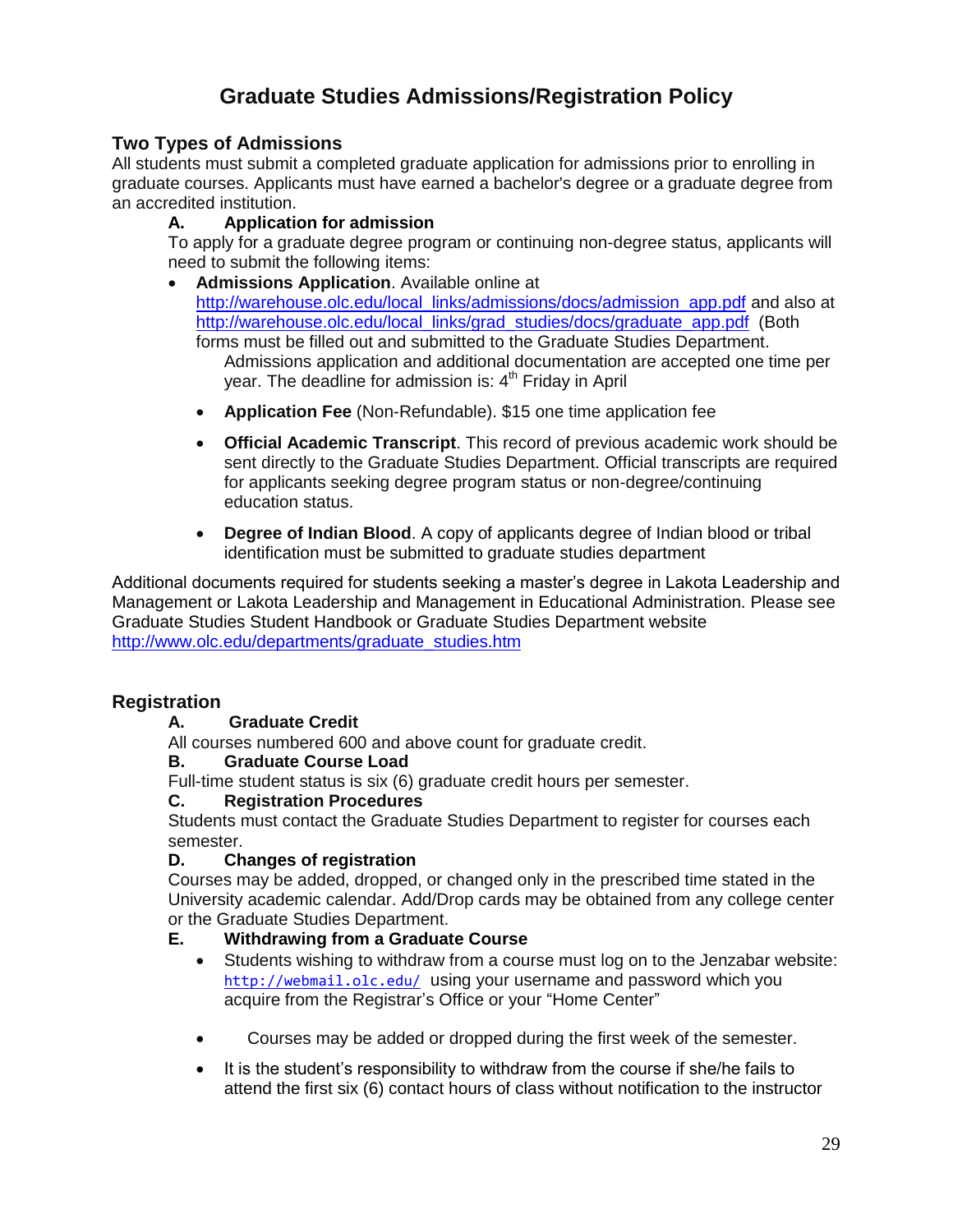# Graduate Studies Admissions/Registration Policy

## Two Types of Admissions

All students must submit a completed graduate application for admissions prior to enrolling in graduate courses. Applicants must have earned a bachelor's degree or a graduate degree from an accredited institution.

### A. Application for admission

To apply for a graduate degree program or continuing non-degree status, applicants will need to submit the following items:

- **Admissions Application**. Available online at http://warehouse.olc.edu/local_links/admissions/docs/admission_app.pdf and also at http://warehouse.olc.edu/local_links/grad_studies/docs/graduate_app.pdf (Both forms must be filled out and submitted to the Graduate Studies Department. Admissions application and additional documentation are accepted one time per year. The deadline for admission is: 4th Friday in April
- **Application Fee** (Non-Refundable). $15 one time application fee
- **Official Academic Transcript**. This record of previous academic work should be sent directly to the Graduate Studies Department. Official transcripts are required for applicants seeking degree program status or non-degree/continuing education status.
- **Degree of Indian Blood**. A copy of applicants degree of Indian blood or tribal identification must be submitted to graduate studies department

Additional documents required for students seeking a master's degree in Lakota Leadership and Management or Lakota Leadership and Management in Educational Administration. Please see Graduate Studies Student Handbook or Graduate Studies Department website http://www.olc.edu/departments/graduate_studies.htm

## Registration

### A. Graduate Credit

All courses numbered 600 and above count for graduate credit.

### B. Graduate Course Load

Full-time student status is six (6) graduate credit hours per semester.

### C. Registration Procedures

Students must contact the Graduate Studies Department to register for courses each semester.

### D. Changes of registration

Courses may be added, dropped, or changed only in the prescribed time stated in the University academic calendar. Add/Drop cards may be obtained from any college center or the Graduate Studies Department.

### E. Withdrawing from a Graduate Course

- Students wishing to withdraw from a course must log on to the Jenzabar website: http://webmail.olc.edu/ using your username and password which you acquire from the Registrar's Office or your "Home Center"
- Courses may be added or dropped during the first week of the semester.
- It is the student's responsibility to withdraw from the course if she/he fails to attend the first six (6) contact hours of class without notification to the instructor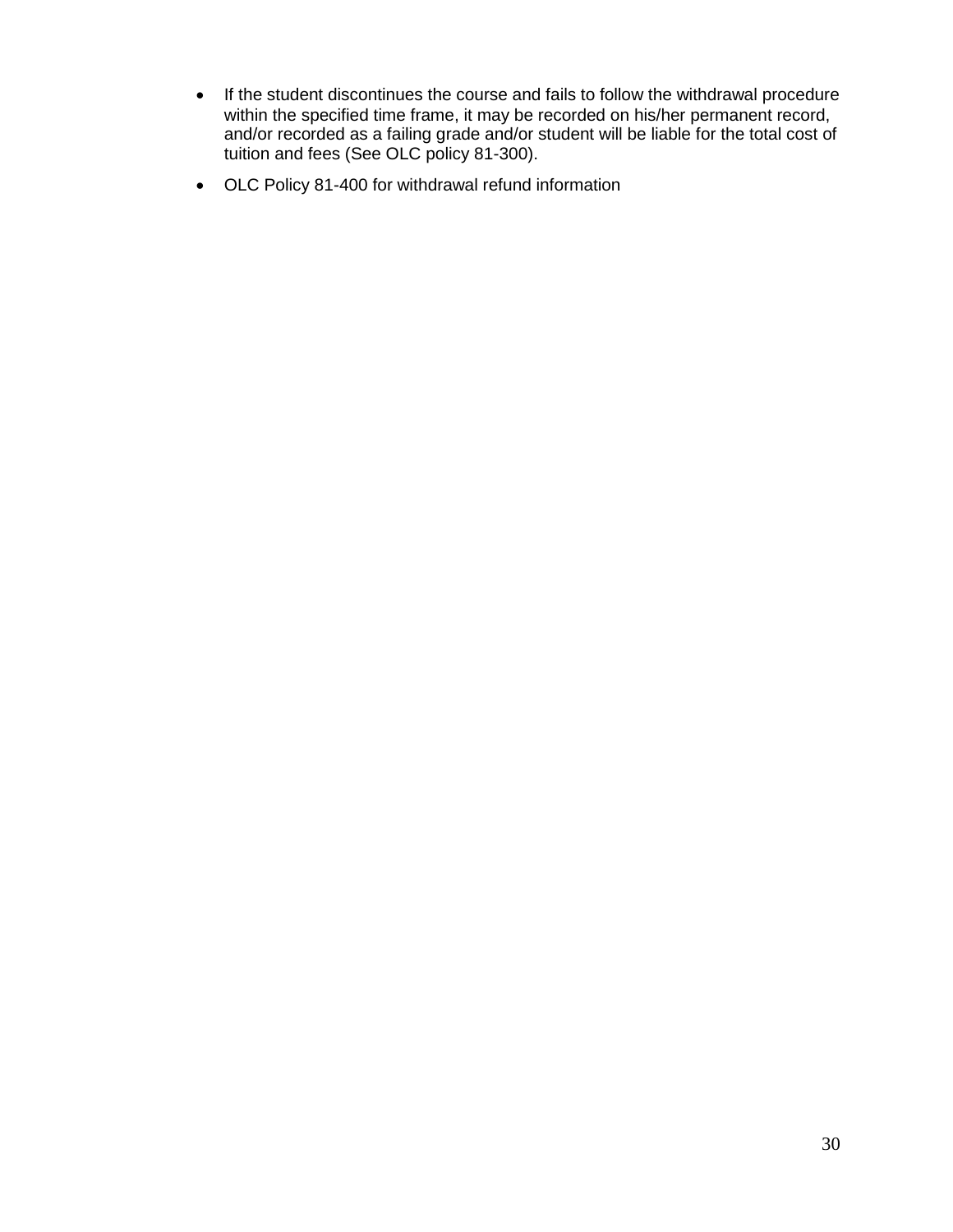- If the student discontinues the course and fails to follow the withdrawal procedure within the specified time frame, it may be recorded on his/her permanent record, and/or recorded as a failing grade and/or student will be liable for the total cost of tuition and fees (See OLC policy 81-300).
- OLC Policy 81-400 for withdrawal refund information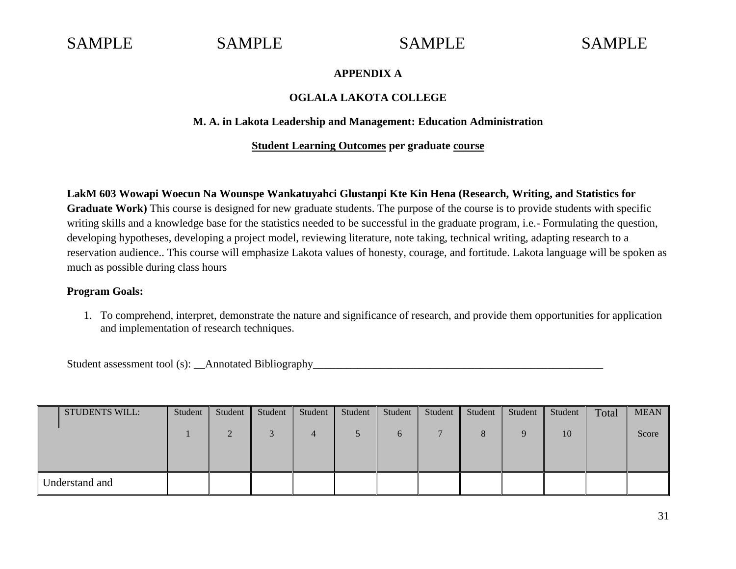SAMPLE SAMPLE SAMPLE SAMPLE

**APPENDIX A**

**OGLALA LAKOTA COLLEGE**

**M. A. in Lakota Leadership and Management: Education Administration**

**Student Learning Outcomes per graduate course**

**LakM 603 Wowapi Woecun Na Wounspe Wankatuyahci Glustanpi Kte Kin Hena (Research, Writing, and Statistics for Graduate Work)** This course is designed for new graduate students. The purpose of the course is to provide students with specific writing skills and a knowledge base for the statistics needed to be successful in the graduate program, i.e.- Formulating the question, developing hypotheses, developing a project model, reviewing literature, note taking, technical writing, adapting research to a reservation audience.. This course will emphasize Lakota values of honesty, courage, and fortitude. Lakota language will be spoken as much as possible during class hours

**Program Goals:**

1. To comprehend, interpret, demonstrate the nature and significance of research, and provide them opportunities for application and implementation of research techniques.

Student assessment tool (s): __Annotated Bibliography_______________________________________________________

| STUDENTS WILL: | Student 1 | Student 2 | Student 3 | Student 4 | Student 5 | Student 6 | Student 7 | Student 8 | Student 9 | Student 10 | Total | MEAN Score |
|---|---|---|---|---|---|---|---|---|---|---|---|---|
| Understand and | | | | | | | | | | | | |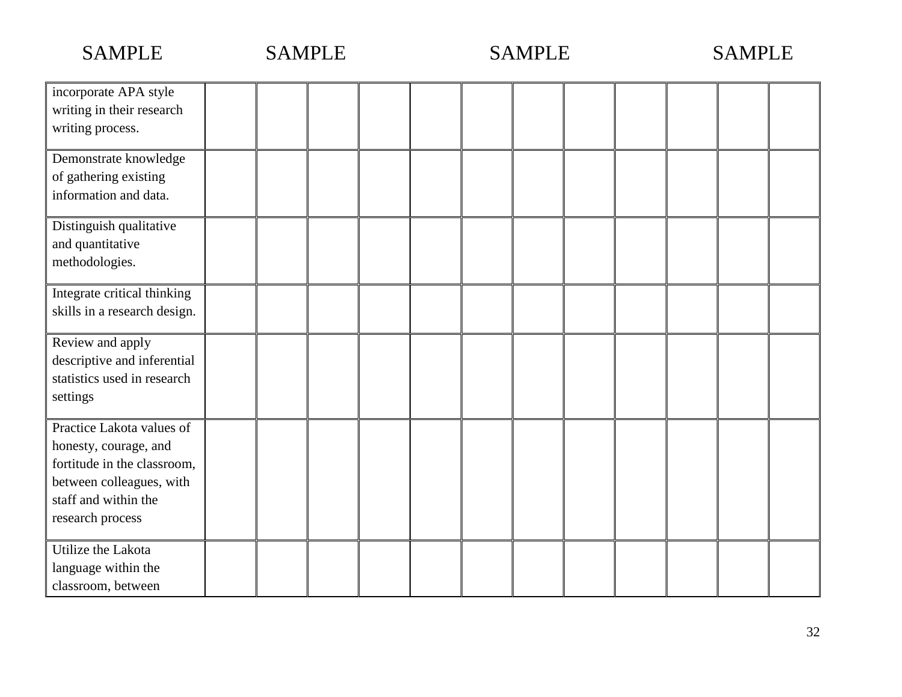SAMPLE SAMPLE SAMPLE SAMPLE

| | | | | | | | | | | | | |
|---|---|---|---|---|---|---|---|---|---|---|---|---|
| incorporate APA style writing in their research writing process. | | | | | | | | | | | | |
| Demonstrate knowledge of gathering existing information and data. | | | | | | | | | | | | |
| Distinguish qualitative and quantitative methodologies. | | | | | | | | | | | | |
| Integrate critical thinking skills in a research design. | | | | | | | | | | | | |
| Review and apply descriptive and inferential statistics used in research settings | | | | | | | | | | | | |
| Practice Lakota values of honesty, courage, and fortitude in the classroom, between colleagues, with staff and within the research process | | | | | | | | | | | | |
| Utilize the Lakota language within the classroom, between | | | | | | | | | | | | |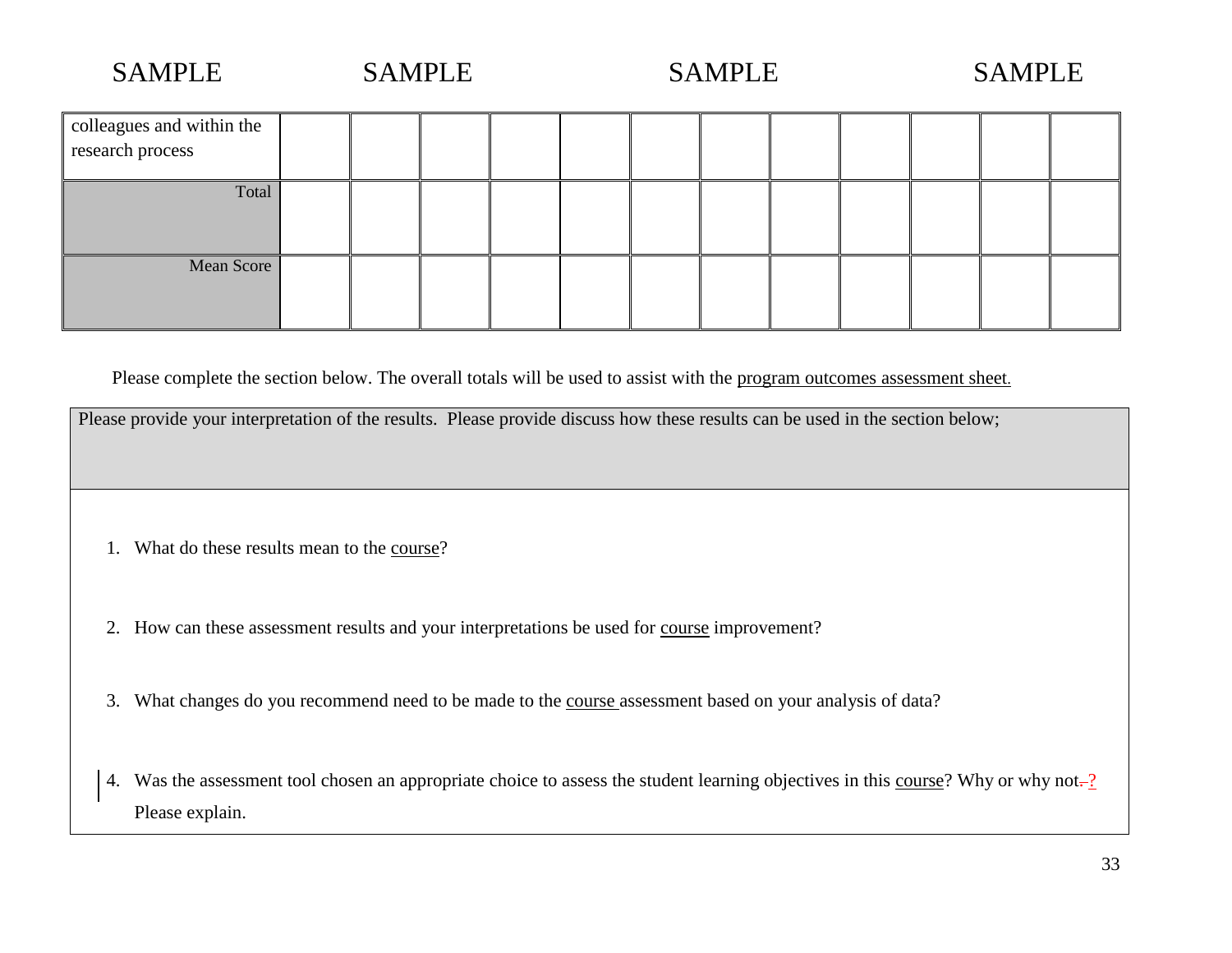SAMPLE SAMPLE SAMPLE SAMPLE

| | | | | | | | | | | | |
|---|---|---|---|---|---|---|---|---|---|---|---|
| colleagues and within the research process | | | | | | | | | | | |
| Total | | | | | | | | | | | |
| Mean Score | | | | | | | | | | | |

Please complete the section below. The overall totals will be used to assist with the program outcomes assessment sheet.

Please provide your interpretation of the results. Please provide discuss how these results can be used in the section below;

1. What do these results mean to the course?

2. How can these assessment results and your interpretations be used for course improvement?

3. What changes do you recommend need to be made to the course assessment based on your analysis of data?

4. Was the assessment tool chosen an appropriate choice to assess the student learning objectives in this course? Why or why not? Please explain.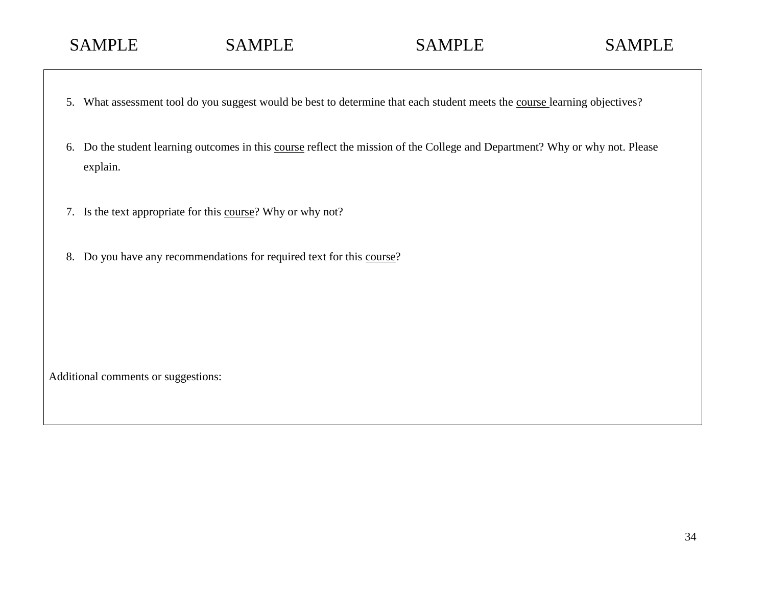SAMPLE SAMPLE SAMPLE SAMPLE

5. What assessment tool do you suggest would be best to determine that each student meets the <u>course</u> learning objectives?

6. Do the student learning outcomes in this <u>course</u> reflect the mission of the College and Department? Why or why not. Please explain.

7. Is the text appropriate for this <u>course</u>? Why or why not?

8. Do you have any recommendations for required text for this <u>course</u>?

Additional comments or suggestions: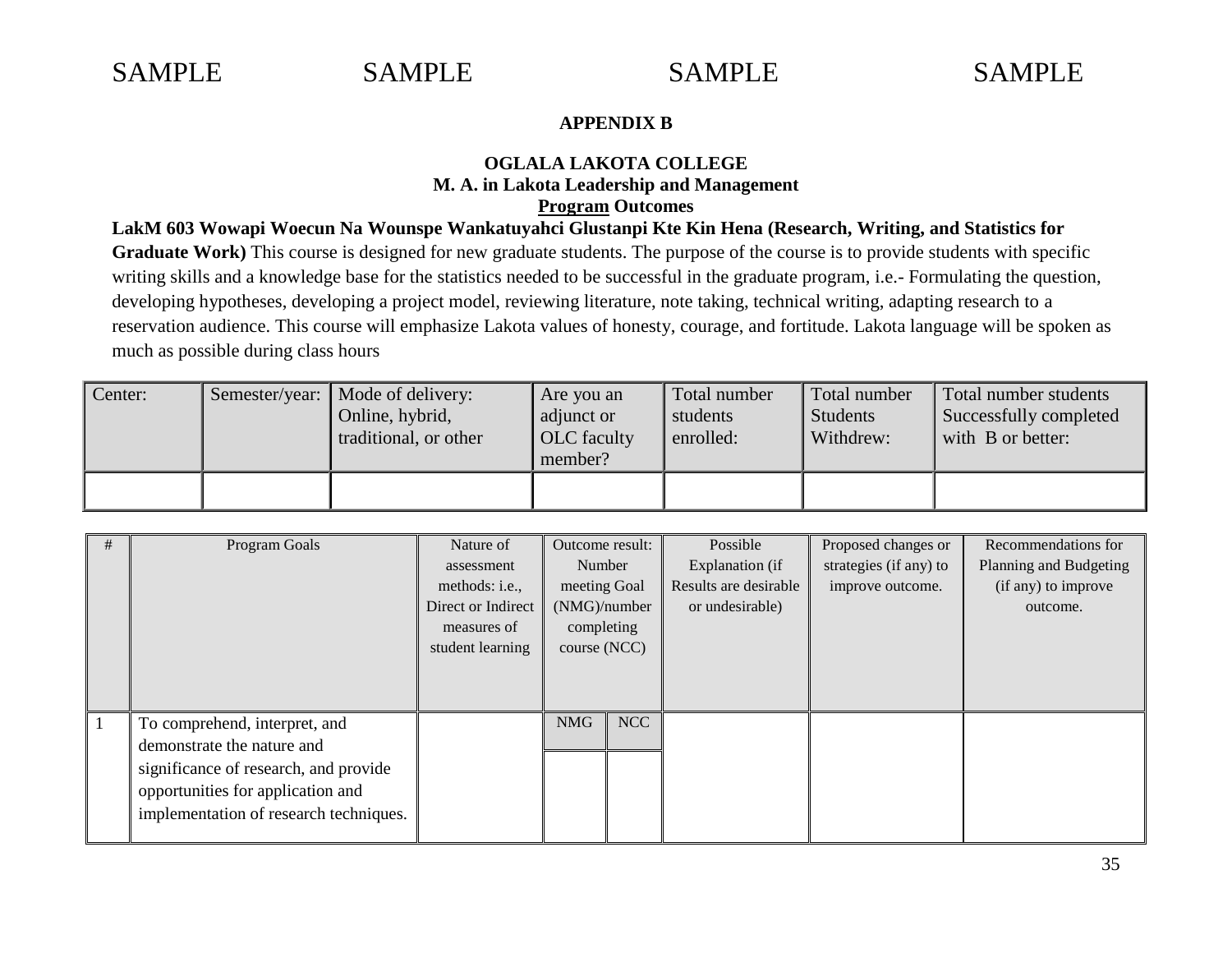SAMPLE SAMPLE SAMPLE SAMPLE

**APPENDIX B**

**OGLALA LAKOTA COLLEGE**
**M. A. in Lakota Leadership and Management**
**Program Outcomes**

**LakM 603 Wowapi Woecun Na Wounspe Wankatuyahci Glustanpi Kte Kin Hena (Research, Writing, and Statistics for Graduate Work)** This course is designed for new graduate students. The purpose of the course is to provide students with specific writing skills and a knowledge base for the statistics needed to be successful in the graduate program, i.e.- Formulating the question, developing hypotheses, developing a project model, reviewing literature, note taking, technical writing, adapting research to a reservation audience. This course will emphasize Lakota values of honesty, courage, and fortitude. Lakota language will be spoken as much as possible during class hours

| Center: | Semester/year: | Mode of delivery: Online, hybrid, traditional, or other | Are you an adjunct or OLC faculty member? | Total number students enrolled: | Total number Students Withdrew: | Total number students Successfully completed with B or better: |
|---|---|---|---|---|---|---|
| | | | | | | |

| # | Program Goals | Nature of assessment methods: i.e., Direct or Indirect measures of student learning | Outcome result: Number meeting Goal (NMG)/number completing course (NCC) | | Possible Explanation (if Results are desirable or undesirable) | Proposed changes or strategies (if any) to improve outcome. | Recommendations for Planning and Budgeting (if any) to improve outcome. |
|---|---|---|---|---|---|---|---|
| | | | NMG | NCC | | | |
| 1 | To comprehend, interpret, and demonstrate the nature and significance of research, and provide opportunities for application and implementation of research techniques. | | | | | | |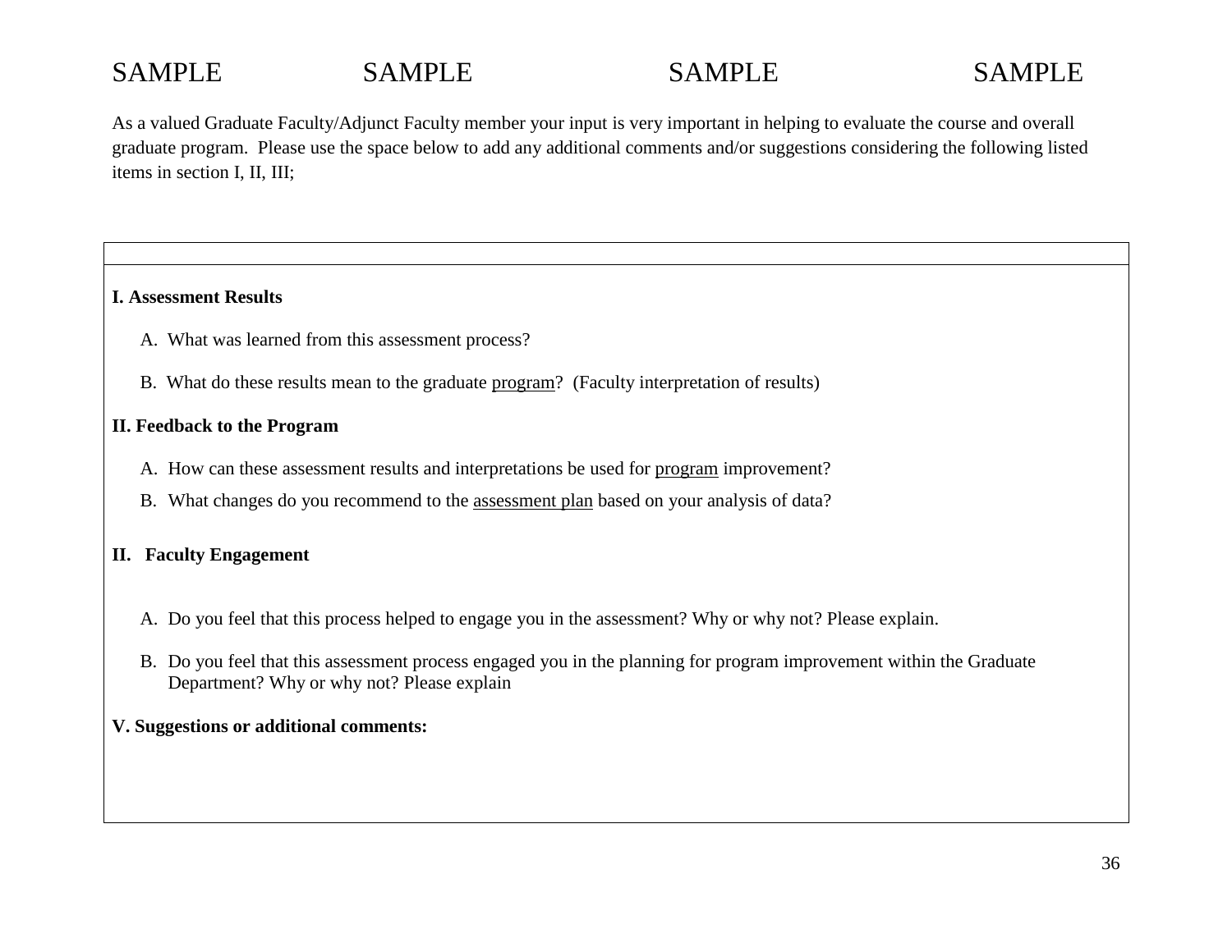SAMPLE SAMPLE SAMPLE SAMPLE

As a valued Graduate Faculty/Adjunct Faculty member your input is very important in helping to evaluate the course and overall graduate program. Please use the space below to add any additional comments and/or suggestions considering the following listed items in section I, II, III;

**I. Assessment Results**

A. What was learned from this assessment process?

B. What do these results mean to the graduate <u>program</u>? (Faculty interpretation of results)

**II. Feedback to the Program**

A. How can these assessment results and interpretations be used for <u>program</u> improvement?

B. What changes do you recommend to the <u>assessment plan</u> based on your analysis of data?

**II. Faculty Engagement**

A. Do you feel that this process helped to engage you in the assessment? Why or why not? Please explain.

B. Do you feel that this assessment process engaged you in the planning for program improvement within the Graduate Department? Why or why not? Please explain

**V. Suggestions or additional comments:**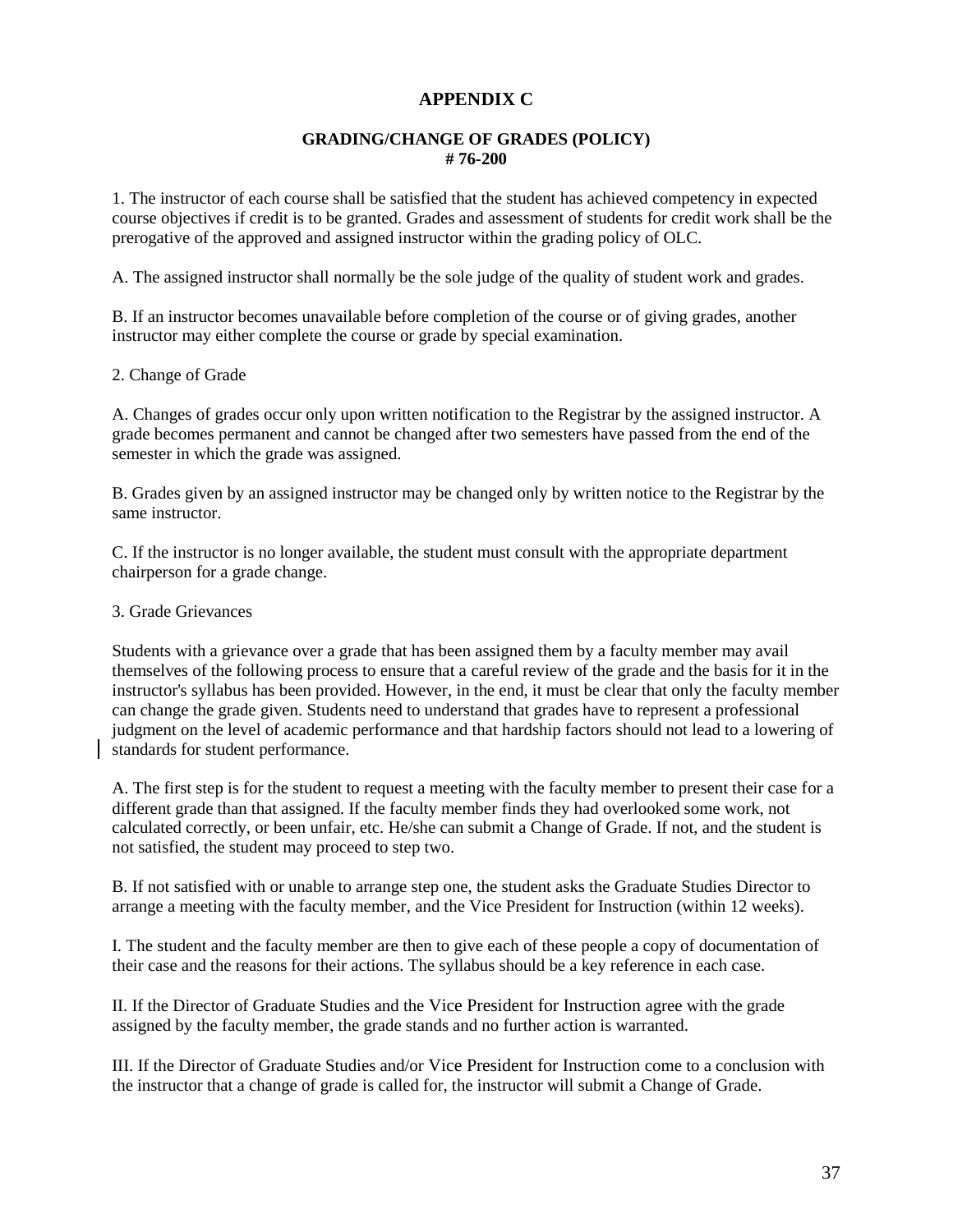# APPENDIX C

## GRADING/CHANGE OF GRADES (POLICY)
## # 76-200

1. The instructor of each course shall be satisfied that the student has achieved competency in expected course objectives if credit is to be granted. Grades and assessment of students for credit work shall be the prerogative of the approved and assigned instructor within the grading policy of OLC.

A. The assigned instructor shall normally be the sole judge of the quality of student work and grades.

B. If an instructor becomes unavailable before completion of the course or of giving grades, another instructor may either complete the course or grade by special examination.

2. Change of Grade

A. Changes of grades occur only upon written notification to the Registrar by the assigned instructor. A grade becomes permanent and cannot be changed after two semesters have passed from the end of the semester in which the grade was assigned.

B. Grades given by an assigned instructor may be changed only by written notice to the Registrar by the same instructor.

C. If the instructor is no longer available, the student must consult with the appropriate department chairperson for a grade change.

3. Grade Grievances

Students with a grievance over a grade that has been assigned them by a faculty member may avail themselves of the following process to ensure that a careful review of the grade and the basis for it in the instructor's syllabus has been provided. However, in the end, it must be clear that only the faculty member can change the grade given. Students need to understand that grades have to represent a professional judgment on the level of academic performance and that hardship factors should not lead to a lowering of standards for student performance.

A. The first step is for the student to request a meeting with the faculty member to present their case for a different grade than that assigned. If the faculty member finds they had overlooked some work, not calculated correctly, or been unfair, etc. He/she can submit a Change of Grade. If not, and the student is not satisfied, the student may proceed to step two.

B. If not satisfied with or unable to arrange step one, the student asks the Graduate Studies Director to arrange a meeting with the faculty member, and the Vice President for Instruction (within 12 weeks).

I. The student and the faculty member are then to give each of these people a copy of documentation of their case and the reasons for their actions. The syllabus should be a key reference in each case.

II. If the Director of Graduate Studies and the Vice President for Instruction agree with the grade assigned by the faculty member, the grade stands and no further action is warranted.

III. If the Director of Graduate Studies and/or Vice President for Instruction come to a conclusion with the instructor that a change of grade is called for, the instructor will submit a Change of Grade.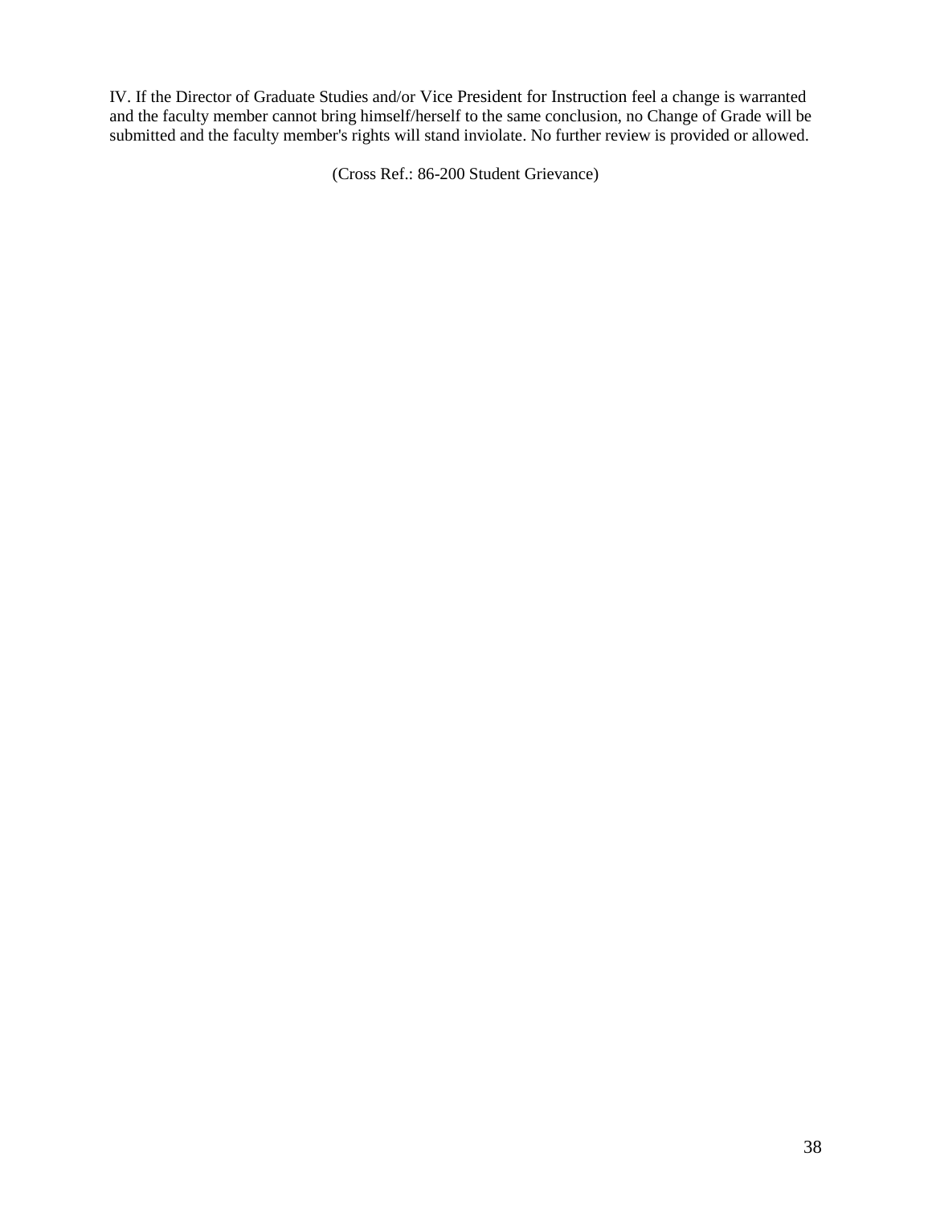IV. If the Director of Graduate Studies and/or Vice President for Instruction feel a change is warranted and the faculty member cannot bring himself/herself to the same conclusion, no Change of Grade will be submitted and the faculty member's rights will stand inviolate. No further review is provided or allowed.

(Cross Ref.: 86-200 Student Grievance)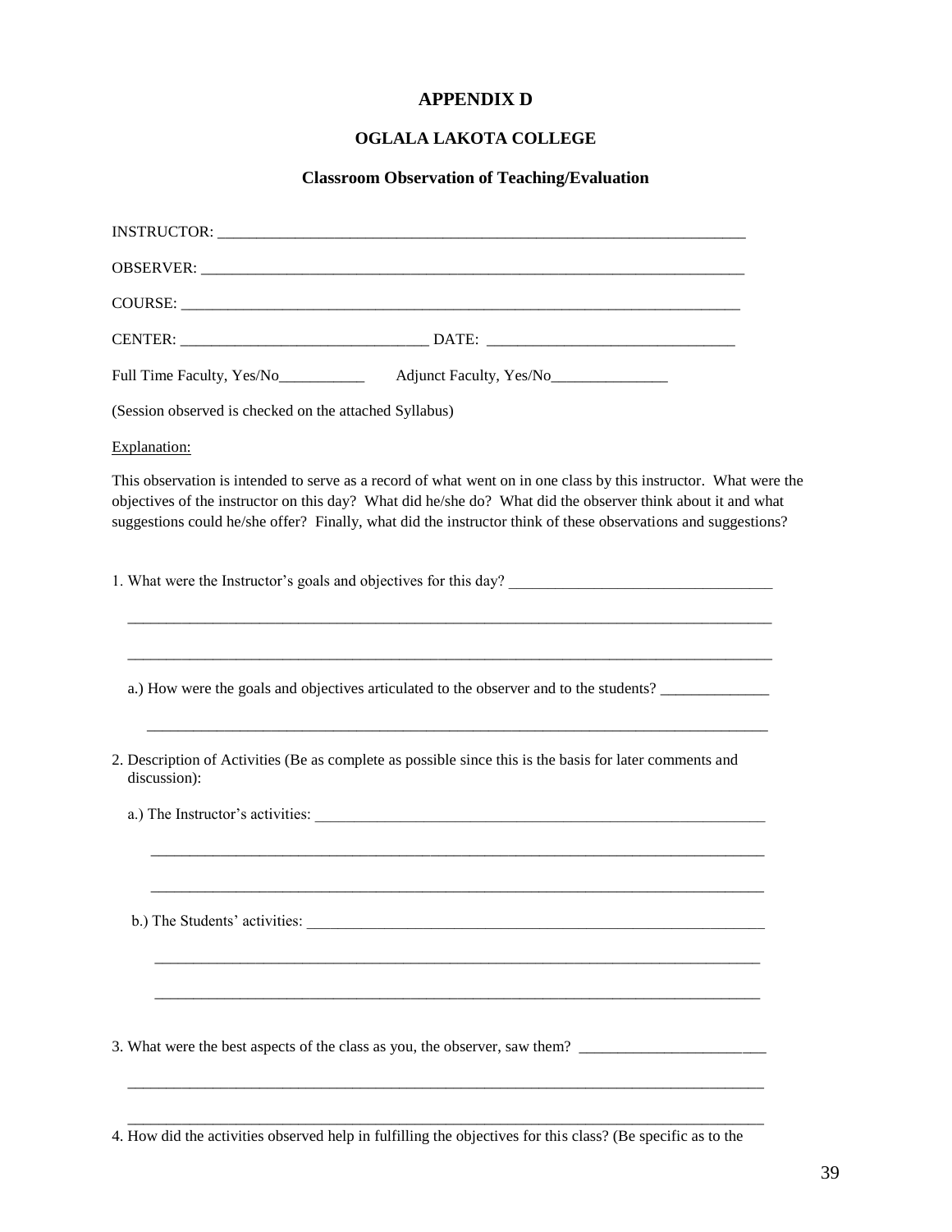# APPENDIX D

## OGLALA LAKOTA COLLEGE

### Classroom Observation of Teaching/Evaluation

INSTRUCTOR: ______________________________________________________________________

OBSERVER: ________________________________________________________________________

COURSE: __________________________________________________________________________

CENTER: _______________________________ DATE: _______________________________

Full Time Faculty, Yes/No___________ Adjunct Faculty, Yes/No_______________

(Session observed is checked on the attached Syllabus)

Explanation:

This observation is intended to serve as a record of what went on in one class by this instructor. What were the objectives of the instructor on this day? What did he/she do? What did the observer think about it and what suggestions could he/she offer? Finally, what did the instructor think of these observations and suggestions?

1. What were the Instructor's goals and objectives for this day? __________________________________

_____________________________________________________________________________________

_____________________________________________________________________________________

   a.) How were the goals and objectives articulated to the observer and to the students? ______________

   _____________________________________________________________________________________

2. Description of Activities (Be as complete as possible since this is the basis for later comments and discussion):

   a.) The Instructor's activities: _____________________________________________________________

   _____________________________________________________________________________________

   _____________________________________________________________________________________

   b.) The Students' activities: _______________________________________________________________

   _____________________________________________________________________________________

   _____________________________________________________________________________________

3. What were the best aspects of the class as you, the observer, saw them? ________________________

_____________________________________________________________________________________

_____________________________________________________________________________________

4. How did the activities observed help in fulfilling the objectives for this class? (Be specific as to the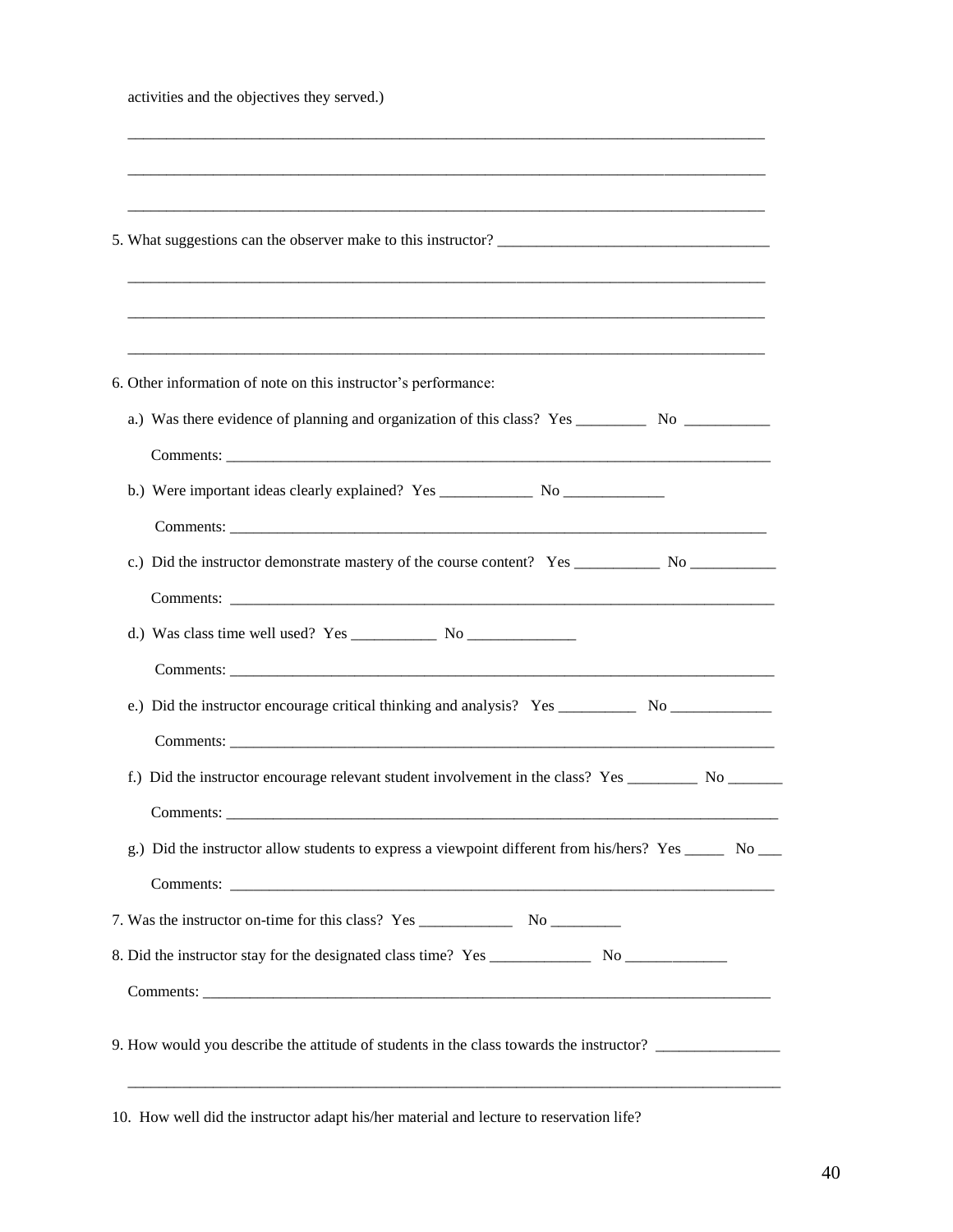activities and the objectives they served.)

______________________________________________________________________________

______________________________________________________________________________

______________________________________________________________________________

5. What suggestions can the observer make to this instructor? ________________________________

______________________________________________________________________________

______________________________________________________________________________

______________________________________________________________________________

6. Other information of note on this instructor's performance:

a.) Was there evidence of planning and organization of this class? Yes _________ No ___________

Comments: ____________________________________________________________________

b.) Were important ideas clearly explained? Yes ____________ No _____________

Comments: ____________________________________________________________________

c.) Did the instructor demonstrate mastery of the course content? Yes ___________ No ___________

Comments: ____________________________________________________________________

d.) Was class time well used? Yes ___________ No ______________

Comments: ____________________________________________________________________

e.) Did the instructor encourage critical thinking and analysis? Yes __________ No _____________

Comments: ____________________________________________________________________

f.) Did the instructor encourage relevant student involvement in the class? Yes _________ No _______

Comments: ____________________________________________________________________

g.) Did the instructor allow students to express a viewpoint different from his/hers? Yes _____ No ___

Comments: ____________________________________________________________________

7. Was the instructor on-time for this class? Yes ____________ No _________

8. Did the instructor stay for the designated class time? Yes _____________ No _____________

Comments: ________________________________________________________________________

9. How would you describe the attitude of students in the class towards the instructor? _______________

______________________________________________________________________________

10. How well did the instructor adapt his/her material and lecture to reservation life?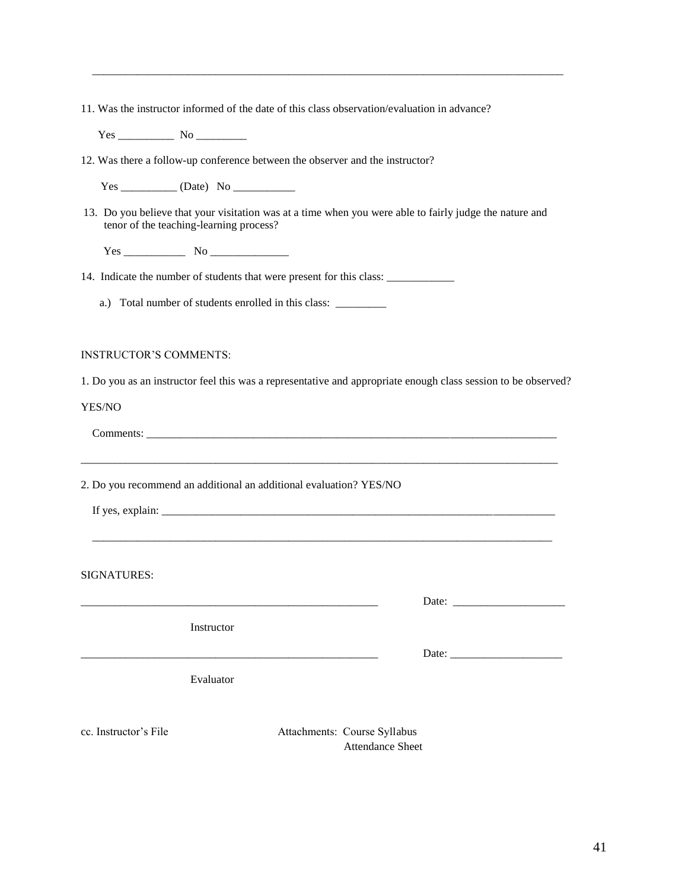________________________________________________________________________________

11. Was the instructor informed of the date of this class observation/evaluation in advance?

Yes __________ No _________

12. Was there a follow-up conference between the observer and the instructor?

Yes __________ (Date) No ___________

13. Do you believe that your visitation was at a time when you were able to fairly judge the nature and tenor of the teaching-learning process?

Yes ___________ No ______________

14. Indicate the number of students that were present for this class: ____________

a.) Total number of students enrolled in this class: _________

INSTRUCTOR'S COMMENTS:

1. Do you as an instructor feel this was a representative and appropriate enough class session to be observed?

YES/NO

Comments: ___________________________________________________________________________

________________________________________________________________________________

2. Do you recommend an additional an additional evaluation? YES/NO

If yes, explain: ________________________________________________________________________

________________________________________________________________________________

SIGNATURES:

_______________________________________________________ Date: ____________________

Instructor

_______________________________________________________ Date: ____________________

Evaluator

cc. Instructor's File

Attachments: Course Syllabus
Attendance Sheet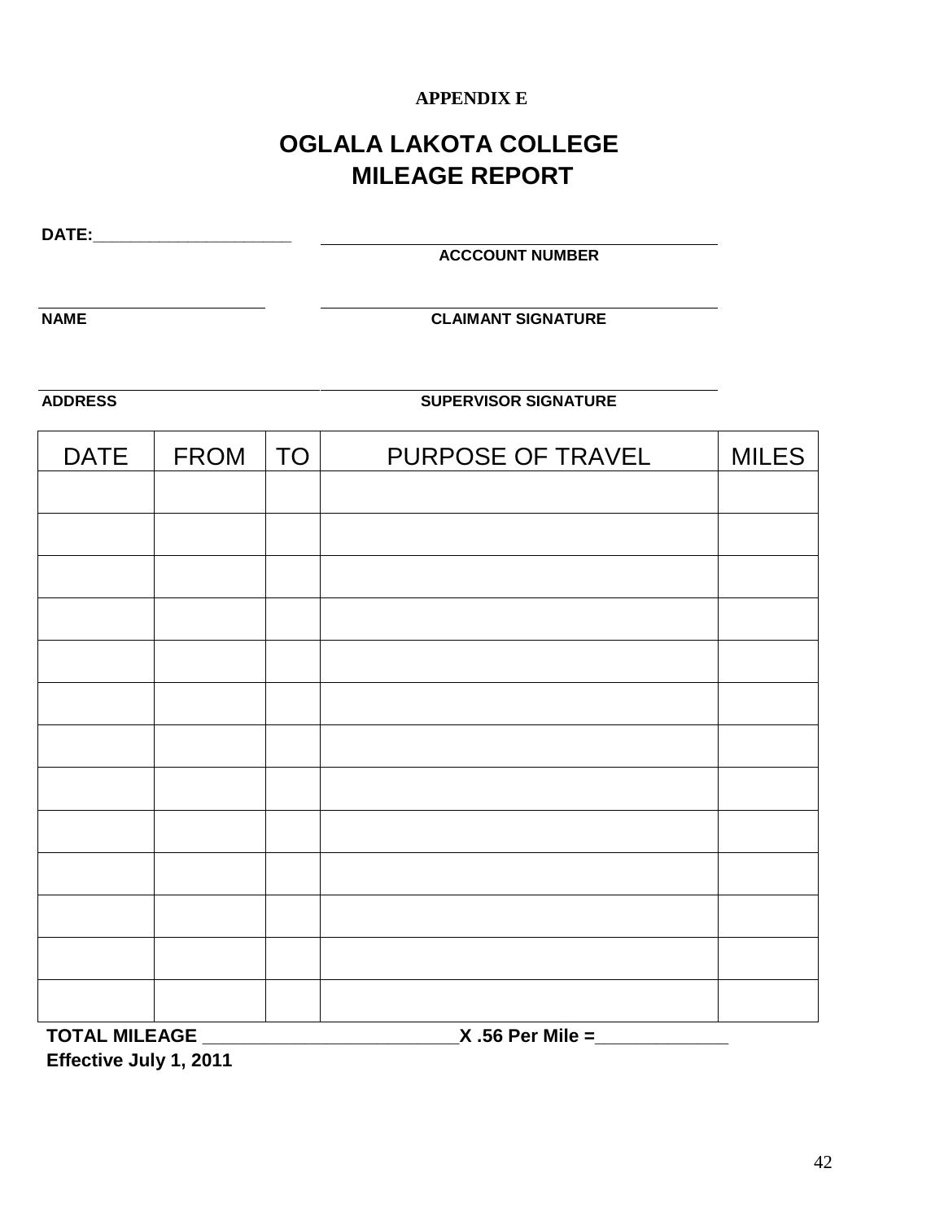**APPENDIX E**

# OGLALA LAKOTA COLLEGE
# MILEAGE REPORT

**DATE:**\_\_\_\_\_\_\_\_\_\_\_\_\_\_\_\_\_\_\_\_\_\_

\_\_\_\_\_\_\_\_\_\_\_\_\_\_\_\_\_\_\_\_\_\_\_\_\_\_\_\_\_\_\_\_\_\_\_\_\_\_\_\_
**ACCCOUNT NUMBER**

\_\_\_\_\_\_\_\_\_\_\_\_\_\_\_\_\_\_\_\_\_\_\_\_\_\_
**NAME**

\_\_\_\_\_\_\_\_\_\_\_\_\_\_\_\_\_\_\_\_\_\_\_\_\_\_\_\_\_\_\_\_\_\_\_\_\_\_\_\_
**CLAIMANT SIGNATURE**

\_\_\_\_\_\_\_\_\_\_\_\_\_\_\_\_\_\_\_\_\_\_\_\_\_\_\_\_\_\_\_\_\_\_
**ADDRESS**

\_\_\_\_\_\_\_\_\_\_\_\_\_\_\_\_\_\_\_\_\_\_\_\_\_\_\_\_\_\_\_\_\_\_\_\_\_\_\_\_
**SUPERVISOR SIGNATURE**

| DATE | FROM | TO | PURPOSE OF TRAVEL | MILES |
|---|---|---|---|---|
| | | | | |
| | | | | |
| | | | | |
| | | | | |
| | | | | |
| | | | | |
| | | | | |
| | | | | |
| | | | | |
| | | | | |
| | | | | |
| | | | | |
| | | | | |

**TOTAL MILEAGE** \_\_\_\_\_\_\_\_\_\_\_\_\_\_\_\_\_\_\_\_\_\_\_\_\_\_**X .56 Per Mile =**\_\_\_\_\_\_\_\_\_\_\_\_\_\_

**Effective July 1, 2011**